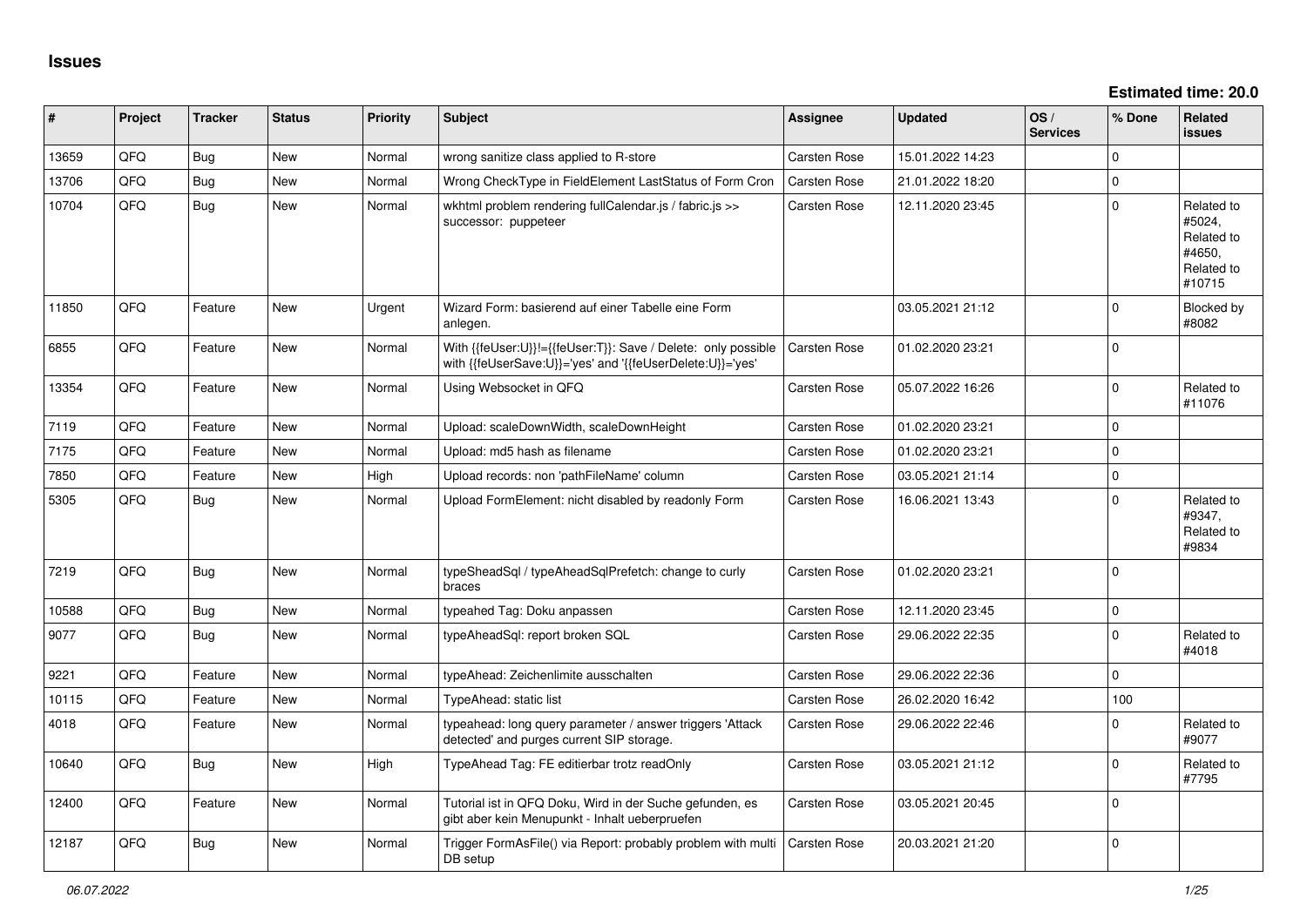# Issues

**Estimated time: 20.0**

| # | Project | Tracker | Status | Priority | Subject | Assignee | Updated | OS / Services | % Done | Related issues |
|---|---|---|---|---|---|---|---|---|---|---|
| 13659 | QFQ | Bug | New | Normal | wrong sanitize class applied to R-store | Carsten Rose | 15.01.2022 14:23 | | 0 | |
| 13706 | QFQ | Bug | New | Normal | Wrong CheckType in FieldElement LastStatus of Form Cron | Carsten Rose | 21.01.2022 18:20 | | 0 | |
| 10704 | QFQ | Bug | New | Normal | wkhtml problem rendering fullCalendar.js / fabric.js >> successor: puppeteer | Carsten Rose | 12.11.2020 23:45 | | 0 | Related to #5024, Related to #4650, Related to #10715 |
| 11850 | QFQ | Feature | New | Urgent | Wizard Form: basierend auf einer Tabelle eine Form anlegen. | | 03.05.2021 21:12 | | 0 | Blocked by #8082 |
| 6855 | QFQ | Feature | New | Normal | With {{feUser:U}}!={{feUser:T}}: Save / Delete: only possible with {{feUserSave:U}}='yes' and '{{feUserDelete:U}}='yes' | Carsten Rose | 01.02.2020 23:21 | | 0 | |
| 13354 | QFQ | Feature | New | Normal | Using Websocket in QFQ | Carsten Rose | 05.07.2022 16:26 | | 0 | Related to #11076 |
| 7119 | QFQ | Feature | New | Normal | Upload: scaleDownWidth, scaleDownHeight | Carsten Rose | 01.02.2020 23:21 | | 0 | |
| 7175 | QFQ | Feature | New | Normal | Upload: md5 hash as filename | Carsten Rose | 01.02.2020 23:21 | | 0 | |
| 7850 | QFQ | Feature | New | High | Upload records: non 'pathFileName' column | Carsten Rose | 03.05.2021 21:14 | | 0 | |
| 5305 | QFQ | Bug | New | Normal | Upload FormElement: nicht disabled by readonly Form | Carsten Rose | 16.06.2021 13:43 | | 0 | Related to #9347, Related to #9834 |
| 7219 | QFQ | Bug | New | Normal | typeSheadSql / typeAheadSqlPrefetch: change to curly braces | Carsten Rose | 01.02.2020 23:21 | | 0 | |
| 10588 | QFQ | Bug | New | Normal | typeahed Tag: Doku anpassen | Carsten Rose | 12.11.2020 23:45 | | 0 | |
| 9077 | QFQ | Bug | New | Normal | typeAheadSql: report broken SQL | Carsten Rose | 29.06.2022 22:35 | | 0 | Related to #4018 |
| 9221 | QFQ | Feature | New | Normal | typeAhead: Zeichenlimite ausschalten | Carsten Rose | 29.06.2022 22:36 | | 0 | |
| 10115 | QFQ | Feature | New | Normal | TypeAhead: static list | Carsten Rose | 26.02.2020 16:42 | | 100 | |
| 4018 | QFQ | Feature | New | Normal | typeahead: long query parameter / answer triggers 'Attack detected' and purges current SIP storage. | Carsten Rose | 29.06.2022 22:46 | | 0 | Related to #9077 |
| 10640 | QFQ | Bug | New | High | TypeAhead Tag: FE editierbar trotz readOnly | Carsten Rose | 03.05.2021 21:12 | | 0 | Related to #7795 |
| 12400 | QFQ | Feature | New | Normal | Tutorial ist in QFQ Doku, Wird in der Suche gefunden, es gibt aber kein Menupunkt - Inhalt ueberpruefen | Carsten Rose | 03.05.2021 20:45 | | 0 | |
| 12187 | QFQ | Bug | New | Normal | Trigger FormAsFile() via Report: probably problem with multi DB setup | Carsten Rose | 20.03.2021 21:20 | | 0 | |

*06.07.2022*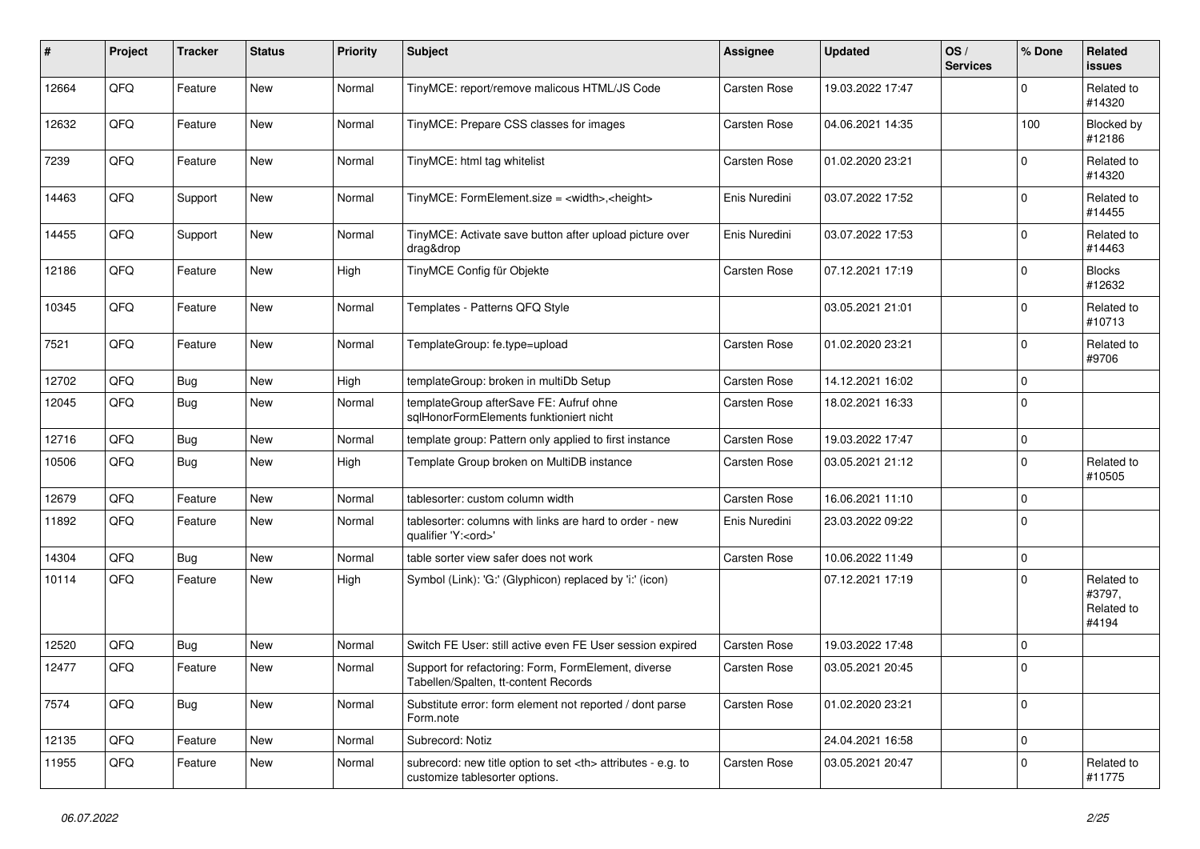| # | Project | Tracker | Status | Priority | Subject | Assignee | Updated | OS / Services | % Done | Related issues |
|---|---|---|---|---|---|---|---|---|---|---|
| 12664 | QFQ | Feature | New | Normal | TinyMCE: report/remove malicous HTML/JS Code | Carsten Rose | 19.03.2022 17:47 | | 0 | Related to #14320 |
| 12632 | QFQ | Feature | New | Normal | TinyMCE: Prepare CSS classes for images | Carsten Rose | 04.06.2021 14:35 | | 100 | Blocked by #12186 |
| 7239 | QFQ | Feature | New | Normal | TinyMCE: html tag whitelist | Carsten Rose | 01.02.2020 23:21 | | 0 | Related to #14320 |
| 14463 | QFQ | Support | New | Normal | TinyMCE: FormElement.size = <width>,<height> | Enis Nuredini | 03.07.2022 17:52 | | 0 | Related to #14455 |
| 14455 | QFQ | Support | New | Normal | TinyMCE: Activate save button after upload picture over drag&drop | Enis Nuredini | 03.07.2022 17:53 | | 0 | Related to #14463 |
| 12186 | QFQ | Feature | New | High | TinyMCE Config für Objekte | Carsten Rose | 07.12.2021 17:19 | | 0 | Blocks #12632 |
| 10345 | QFQ | Feature | New | Normal | Templates - Patterns QFQ Style | | 03.05.2021 21:01 | | 0 | Related to #10713 |
| 7521 | QFQ | Feature | New | Normal | TemplateGroup: fe.type=upload | Carsten Rose | 01.02.2020 23:21 | | 0 | Related to #9706 |
| 12702 | QFQ | Bug | New | High | templateGroup: broken in multiDb Setup | Carsten Rose | 14.12.2021 16:02 | | 0 | |
| 12045 | QFQ | Bug | New | Normal | templateGroup afterSave FE: Aufruf ohne sqlHonorFormElements funktioniert nicht | Carsten Rose | 18.02.2021 16:33 | | 0 | |
| 12716 | QFQ | Bug | New | Normal | template group: Pattern only applied to first instance | Carsten Rose | 19.03.2022 17:47 | | 0 | |
| 10506 | QFQ | Bug | New | High | Template Group broken on MultiDB instance | Carsten Rose | 03.05.2021 21:12 | | 0 | Related to #10505 |
| 12679 | QFQ | Feature | New | Normal | tablesorter: custom column width | Carsten Rose | 16.06.2021 11:10 | | 0 | |
| 11892 | QFQ | Feature | New | Normal | tablesorter: columns with links are hard to order - new qualifier 'Y:<ord>' | Enis Nuredini | 23.03.2022 09:22 | | 0 | |
| 14304 | QFQ | Bug | New | Normal | table sorter view safer does not work | Carsten Rose | 10.06.2022 11:49 | | 0 | |
| 10114 | QFQ | Feature | New | High | Symbol (Link): 'G:' (Glyphicon) replaced by 'i:' (icon) | | 07.12.2021 17:19 | | 0 | Related to #3797, Related to #4194 |
| 12520 | QFQ | Bug | New | Normal | Switch FE User: still active even FE User session expired | Carsten Rose | 19.03.2022 17:48 | | 0 | |
| 12477 | QFQ | Feature | New | Normal | Support for refactoring: Form, FormElement, diverse Tabellen/Spalten, tt-content Records | Carsten Rose | 03.05.2021 20:45 | | 0 | |
| 7574 | QFQ | Bug | New | Normal | Substitute error: form element not reported / dont parse Form.note | Carsten Rose | 01.02.2020 23:21 | | 0 | |
| 12135 | QFQ | Feature | New | Normal | Subrecord: Notiz | | 24.04.2021 16:58 | | 0 | |
| 11955 | QFQ | Feature | New | Normal | subrecord: new title option to set <th> attributes - e.g. to customize tablesorter options. | Carsten Rose | 03.05.2021 20:47 | | 0 | Related to #11775 |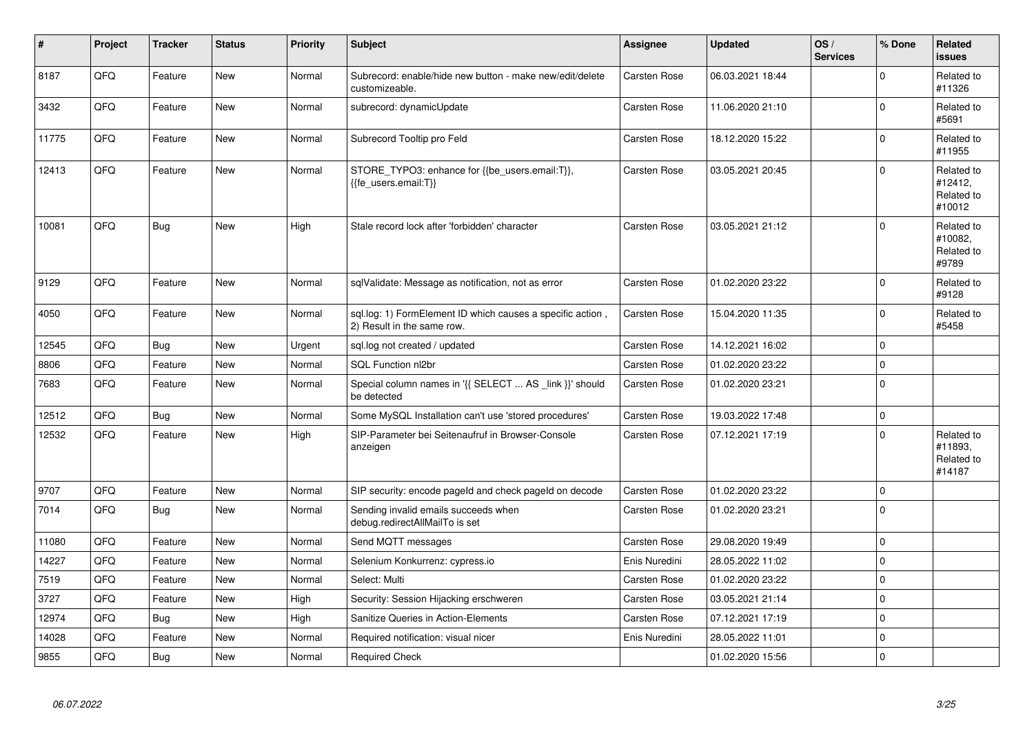| # | Project | Tracker | Status | Priority | Subject | Assignee | Updated | OS / Services | % Done | Related issues |
|---|---|---|---|---|---|---|---|---|---|---|
| 8187 | QFQ | Feature | New | Normal | Subrecord: enable/hide new button - make new/edit/delete customizeable. | Carsten Rose | 06.03.2021 18:44 | | 0 | Related to #11326 |
| 3432 | QFQ | Feature | New | Normal | subrecord: dynamicUpdate | Carsten Rose | 11.06.2020 21:10 | | 0 | Related to #5691 |
| 11775 | QFQ | Feature | New | Normal | Subrecord Tooltip pro Feld | Carsten Rose | 18.12.2020 15:22 | | 0 | Related to #11955 |
| 12413 | QFQ | Feature | New | Normal | STORE_TYPO3: enhance for {{be_users.email:T}}, {{fe_users.email:T}} | Carsten Rose | 03.05.2021 20:45 | | 0 | Related to #12412, Related to #10012 |
| 10081 | QFQ | Bug | New | High | Stale record lock after 'forbidden' character | Carsten Rose | 03.05.2021 21:12 | | 0 | Related to #10082, Related to #9789 |
| 9129 | QFQ | Feature | New | Normal | sqlValidate: Message as notification, not as error | Carsten Rose | 01.02.2020 23:22 | | 0 | Related to #9128 |
| 4050 | QFQ | Feature | New | Normal | sql.log: 1) FormElement ID which causes a specific action , 2) Result in the same row. | Carsten Rose | 15.04.2020 11:35 | | 0 | Related to #5458 |
| 12545 | QFQ | Bug | New | Urgent | sql.log not created / updated | Carsten Rose | 14.12.2021 16:02 | | 0 | |
| 8806 | QFQ | Feature | New | Normal | SQL Function nl2br | Carsten Rose | 01.02.2020 23:22 | | 0 | |
| 7683 | QFQ | Feature | New | Normal | Special column names in '{{ SELECT ... AS _link }}' should be detected | Carsten Rose | 01.02.2020 23:21 | | 0 | |
| 12512 | QFQ | Bug | New | Normal | Some MySQL Installation can't use 'stored procedures' | Carsten Rose | 19.03.2022 17:48 | | 0 | |
| 12532 | QFQ | Feature | New | High | SIP-Parameter bei Seitenaufruf in Browser-Console anzeigen | Carsten Rose | 07.12.2021 17:19 | | 0 | Related to #11893, Related to #14187 |
| 9707 | QFQ | Feature | New | Normal | SIP security: encode pageId and check pageId on decode | Carsten Rose | 01.02.2020 23:22 | | 0 | |
| 7014 | QFQ | Bug | New | Normal | Sending invalid emails succeeds when debug.redirectAllMailTo is set | Carsten Rose | 01.02.2020 23:21 | | 0 | |
| 11080 | QFQ | Feature | New | Normal | Send MQTT messages | Carsten Rose | 29.08.2020 19:49 | | 0 | |
| 14227 | QFQ | Feature | New | Normal | Selenium Konkurrenz: cypress.io | Enis Nuredini | 28.05.2022 11:02 | | 0 | |
| 7519 | QFQ | Feature | New | Normal | Select: Multi | Carsten Rose | 01.02.2020 23:22 | | 0 | |
| 3727 | QFQ | Feature | New | High | Security: Session Hijacking erschweren | Carsten Rose | 03.05.2021 21:14 | | 0 | |
| 12974 | QFQ | Bug | New | High | Sanitize Queries in Action-Elements | Carsten Rose | 07.12.2021 17:19 | | 0 | |
| 14028 | QFQ | Feature | New | Normal | Required notification: visual nicer | Enis Nuredini | 28.05.2022 11:01 | | 0 | |
| 9855 | QFQ | Bug | New | Normal | Required Check | | 01.02.2020 15:56 | | 0 | |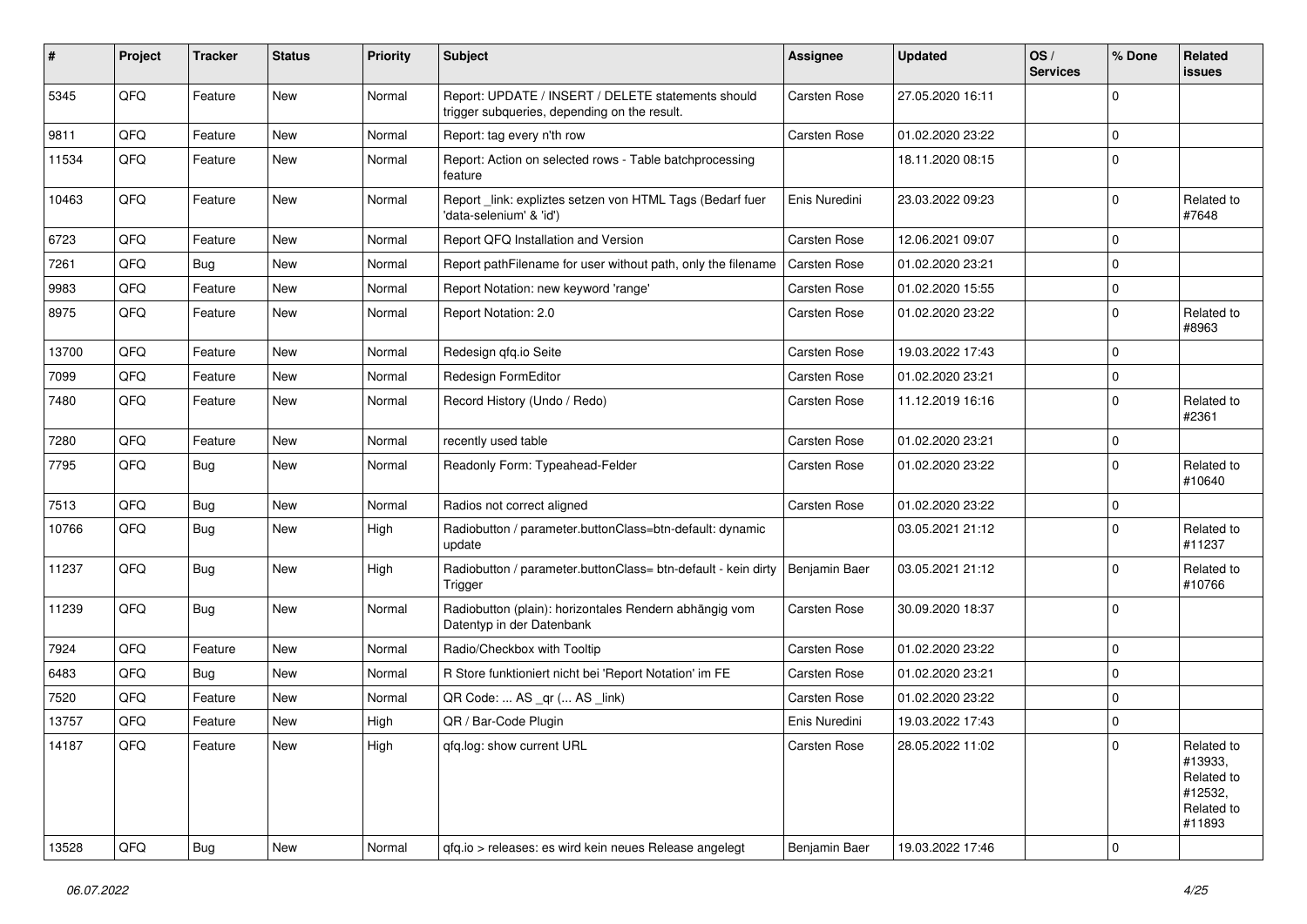| # | Project | Tracker | Status | Priority | Subject | Assignee | Updated | OS / Services | % Done | Related issues |
|---|---|---|---|---|---|---|---|---|---|---|
| 5345 | QFQ | Feature | New | Normal | Report: UPDATE / INSERT / DELETE statements should trigger subqueries, depending on the result. | Carsten Rose | 27.05.2020 16:11 | | 0 | |
| 9811 | QFQ | Feature | New | Normal | Report: tag every n'th row | Carsten Rose | 01.02.2020 23:22 | | 0 | |
| 11534 | QFQ | Feature | New | Normal | Report: Action on selected rows - Table batchprocessing feature | | 18.11.2020 08:15 | | 0 | |
| 10463 | QFQ | Feature | New | Normal | Report _link: expliztes setzen von HTML Tags (Bedarf fuer 'data-selenium' & 'id') | Enis Nuredini | 23.03.2022 09:23 | | 0 | Related to #7648 |
| 6723 | QFQ | Feature | New | Normal | Report QFQ Installation and Version | Carsten Rose | 12.06.2021 09:07 | | 0 | |
| 7261 | QFQ | Bug | New | Normal | Report pathFilename for user without path, only the filename | Carsten Rose | 01.02.2020 23:21 | | 0 | |
| 9983 | QFQ | Feature | New | Normal | Report Notation: new keyword 'range' | Carsten Rose | 01.02.2020 15:55 | | 0 | |
| 8975 | QFQ | Feature | New | Normal | Report Notation: 2.0 | Carsten Rose | 01.02.2020 23:22 | | 0 | Related to #8963 |
| 13700 | QFQ | Feature | New | Normal | Redesign qfq.io Seite | Carsten Rose | 19.03.2022 17:43 | | 0 | |
| 7099 | QFQ | Feature | New | Normal | Redesign FormEditor | Carsten Rose | 01.02.2020 23:21 | | 0 | |
| 7480 | QFQ | Feature | New | Normal | Record History (Undo / Redo) | Carsten Rose | 11.12.2019 16:16 | | 0 | Related to #2361 |
| 7280 | QFQ | Feature | New | Normal | recently used table | Carsten Rose | 01.02.2020 23:21 | | 0 | |
| 7795 | QFQ | Bug | New | Normal | Readonly Form: Typeahead-Felder | Carsten Rose | 01.02.2020 23:22 | | 0 | Related to #10640 |
| 7513 | QFQ | Bug | New | Normal | Radios not correct aligned | Carsten Rose | 01.02.2020 23:22 | | 0 | |
| 10766 | QFQ | Bug | New | High | Radiobutton / parameter.buttonClass=btn-default: dynamic update | | 03.05.2021 21:12 | | 0 | Related to #11237 |
| 11237 | QFQ | Bug | New | High | Radiobutton / parameter.buttonClass= btn-default - kein dirty Trigger | Benjamin Baer | 03.05.2021 21:12 | | 0 | Related to #10766 |
| 11239 | QFQ | Bug | New | Normal | Radiobutton (plain): horizontales Rendern abhängig vom Datentyp in der Datenbank | Carsten Rose | 30.09.2020 18:37 | | 0 | |
| 7924 | QFQ | Feature | New | Normal | Radio/Checkbox with Tooltip | Carsten Rose | 01.02.2020 23:22 | | 0 | |
| 6483 | QFQ | Bug | New | Normal | R Store funktioniert nicht bei 'Report Notation' im FE | Carsten Rose | 01.02.2020 23:21 | | 0 | |
| 7520 | QFQ | Feature | New | Normal | QR Code: ... AS _qr ( ... AS _link) | Carsten Rose | 01.02.2020 23:22 | | 0 | |
| 13757 | QFQ | Feature | New | High | QR / Bar-Code Plugin | Enis Nuredini | 19.03.2022 17:43 | | 0 | |
| 14187 | QFQ | Feature | New | High | qfq.log: show current URL | Carsten Rose | 28.05.2022 11:02 | | 0 | Related to #13933, Related to #12532, Related to #11893 |
| 13528 | QFQ | Bug | New | Normal | qfq.io > releases: es wird kein neues Release angelegt | Benjamin Baer | 19.03.2022 17:46 | | 0 | |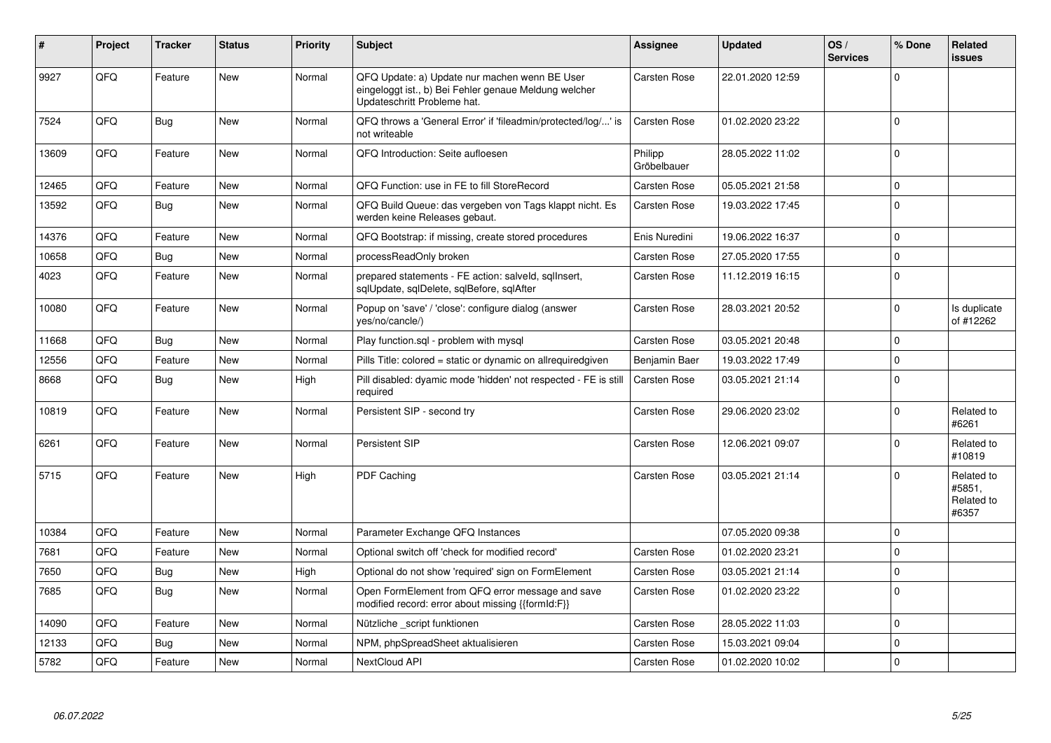| # | Project | Tracker | Status | Priority | Subject | Assignee | Updated | OS / Services | % Done | Related issues |
|---|---|---|---|---|---|---|---|---|---|---|
| 9927 | QFQ | Feature | New | Normal | QFQ Update: a) Update nur machen wenn BE User eingeloggt ist., b) Bei Fehler genaue Meldung welcher Updateschritt Probleme hat. | Carsten Rose | 22.01.2020 12:59 | | 0 | |
| 7524 | QFQ | Bug | New | Normal | QFQ throws a 'General Error' if 'fileadmin/protected/log/...' is not writeable | Carsten Rose | 01.02.2020 23:22 | | 0 | |
| 13609 | QFQ | Feature | New | Normal | QFQ Introduction: Seite aufloesen | Philipp Gröbelbauer | 28.05.2022 11:02 | | 0 | |
| 12465 | QFQ | Feature | New | Normal | QFQ Function: use in FE to fill StoreRecord | Carsten Rose | 05.05.2021 21:58 | | 0 | |
| 13592 | QFQ | Bug | New | Normal | QFQ Build Queue: das vergeben von Tags klappt nicht. Es werden keine Releases gebaut. | Carsten Rose | 19.03.2022 17:45 | | 0 | |
| 14376 | QFQ | Feature | New | Normal | QFQ Bootstrap: if missing, create stored procedures | Enis Nuredini | 19.06.2022 16:37 | | 0 | |
| 10658 | QFQ | Bug | New | Normal | processReadOnly broken | Carsten Rose | 27.05.2020 17:55 | | 0 | |
| 4023 | QFQ | Feature | New | Normal | prepared statements - FE action: salveId, sqlInsert, sqlUpdate, sqlDelete, sqlBefore, sqlAfter | Carsten Rose | 11.12.2019 16:15 | | 0 | |
| 10080 | QFQ | Feature | New | Normal | Popup on 'save' / 'close': configure dialog (answer yes/no/cancle/) | Carsten Rose | 28.03.2021 20:52 | | 0 | Is duplicate of #12262 |
| 11668 | QFQ | Bug | New | Normal | Play function.sql - problem with mysql | Carsten Rose | 03.05.2021 20:48 | | 0 | |
| 12556 | QFQ | Feature | New | Normal | Pills Title: colored = static or dynamic on allrequiredgiven | Benjamin Baer | 19.03.2022 17:49 | | 0 | |
| 8668 | QFQ | Bug | New | High | Pill disabled: dyamic mode 'hidden' not respected - FE is still required | Carsten Rose | 03.05.2021 21:14 | | 0 | |
| 10819 | QFQ | Feature | New | Normal | Persistent SIP - second try | Carsten Rose | 29.06.2020 23:02 | | 0 | Related to #6261 |
| 6261 | QFQ | Feature | New | Normal | Persistent SIP | Carsten Rose | 12.06.2021 09:07 | | 0 | Related to #10819 |
| 5715 | QFQ | Feature | New | High | PDF Caching | Carsten Rose | 03.05.2021 21:14 | | 0 | Related to #5851, Related to #6357 |
| 10384 | QFQ | Feature | New | Normal | Parameter Exchange QFQ Instances | | 07.05.2020 09:38 | | 0 | |
| 7681 | QFQ | Feature | New | Normal | Optional switch off 'check for modified record' | Carsten Rose | 01.02.2020 23:21 | | 0 | |
| 7650 | QFQ | Bug | New | High | Optional do not show 'required' sign on FormElement | Carsten Rose | 03.05.2021 21:14 | | 0 | |
| 7685 | QFQ | Bug | New | Normal | Open FormElement from QFQ error message and save modified record: error about missing {{formId:F}} | Carsten Rose | 01.02.2020 23:22 | | 0 | |
| 14090 | QFQ | Feature | New | Normal | Nützliche _script funktionen | Carsten Rose | 28.05.2022 11:03 | | 0 | |
| 12133 | QFQ | Bug | New | Normal | NPM, phpSpreadSheet aktualisieren | Carsten Rose | 15.03.2021 09:04 | | 0 | |
| 5782 | QFQ | Feature | New | Normal | NextCloud API | Carsten Rose | 01.02.2020 10:02 | | 0 | |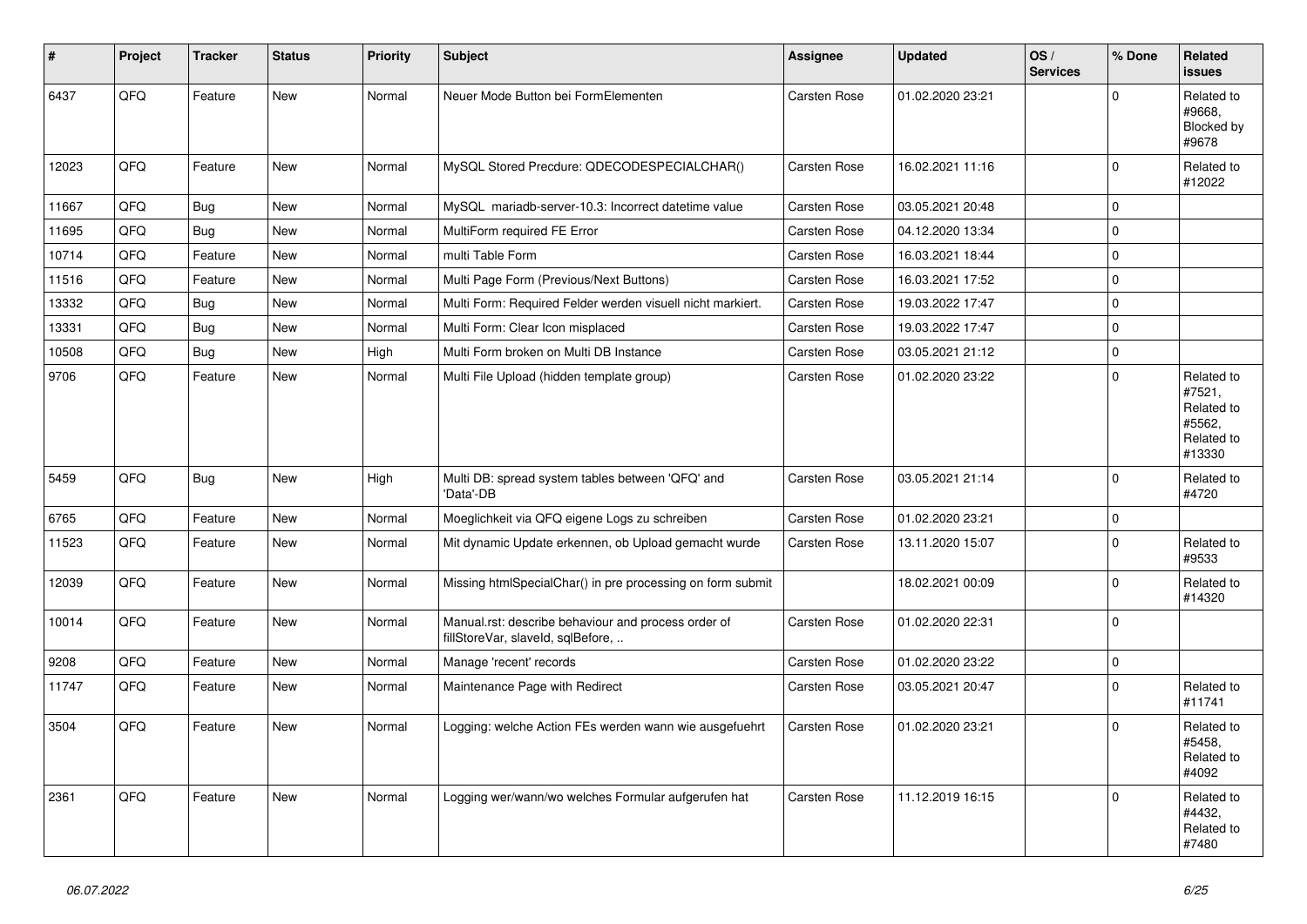| # | Project | Tracker | Status | Priority | Subject | Assignee | Updated | OS / Services | % Done | Related issues |
|---|---|---|---|---|---|---|---|---|---|---|
| 6437 | QFQ | Feature | New | Normal | Neuer Mode Button bei FormElementen | Carsten Rose | 01.02.2020 23:21 | | 0 | Related to #9668, Blocked by #9678 |
| 12023 | QFQ | Feature | New | Normal | MySQL Stored Precdure: QDECODESPECIALCHAR() | Carsten Rose | 16.02.2021 11:16 | | 0 | Related to #12022 |
| 11667 | QFQ | Bug | New | Normal | MySQL mariadb-server-10.3: Incorrect datetime value | Carsten Rose | 03.05.2021 20:48 | | 0 | |
| 11695 | QFQ | Bug | New | Normal | MultiForm required FE Error | Carsten Rose | 04.12.2020 13:34 | | 0 | |
| 10714 | QFQ | Feature | New | Normal | multi Table Form | Carsten Rose | 16.03.2021 18:44 | | 0 | |
| 11516 | QFQ | Feature | New | Normal | Multi Page Form (Previous/Next Buttons) | Carsten Rose | 16.03.2021 17:52 | | 0 | |
| 13332 | QFQ | Bug | New | Normal | Multi Form: Required Felder werden visuell nicht markiert. | Carsten Rose | 19.03.2022 17:47 | | 0 | |
| 13331 | QFQ | Bug | New | Normal | Multi Form: Clear Icon misplaced | Carsten Rose | 19.03.2022 17:47 | | 0 | |
| 10508 | QFQ | Bug | New | High | Multi Form broken on Multi DB Instance | Carsten Rose | 03.05.2021 21:12 | | 0 | |
| 9706 | QFQ | Feature | New | Normal | Multi File Upload (hidden template group) | Carsten Rose | 01.02.2020 23:22 | | 0 | Related to #7521, Related to #5562, Related to #13330 |
| 5459 | QFQ | Bug | New | High | Multi DB: spread system tables between 'QFQ' and 'Data'-DB | Carsten Rose | 03.05.2021 21:14 | | 0 | Related to #4720 |
| 6765 | QFQ | Feature | New | Normal | Moeglichkeit via QFQ eigene Logs zu schreiben | Carsten Rose | 01.02.2020 23:21 | | 0 | |
| 11523 | QFQ | Feature | New | Normal | Mit dynamic Update erkennen, ob Upload gemacht wurde | Carsten Rose | 13.11.2020 15:07 | | 0 | Related to #9533 |
| 12039 | QFQ | Feature | New | Normal | Missing htmlSpecialChar() in pre processing on form submit | | 18.02.2021 00:09 | | 0 | Related to #14320 |
| 10014 | QFQ | Feature | New | Normal | Manual.rst: describe behaviour and process order of fillStoreVar, slaveId, sqlBefore, .. | Carsten Rose | 01.02.2020 22:31 | | 0 | |
| 9208 | QFQ | Feature | New | Normal | Manage 'recent' records | Carsten Rose | 01.02.2020 23:22 | | 0 | |
| 11747 | QFQ | Feature | New | Normal | Maintenance Page with Redirect | Carsten Rose | 03.05.2021 20:47 | | 0 | Related to #11741 |
| 3504 | QFQ | Feature | New | Normal | Logging: welche Action FEs werden wann wie ausgefuehrt | Carsten Rose | 01.02.2020 23:21 | | 0 | Related to #5458, Related to #4092 |
| 2361 | QFQ | Feature | New | Normal | Logging wer/wann/wo welches Formular aufgerufen hat | Carsten Rose | 11.12.2019 16:15 | | 0 | Related to #4432, Related to #7480 |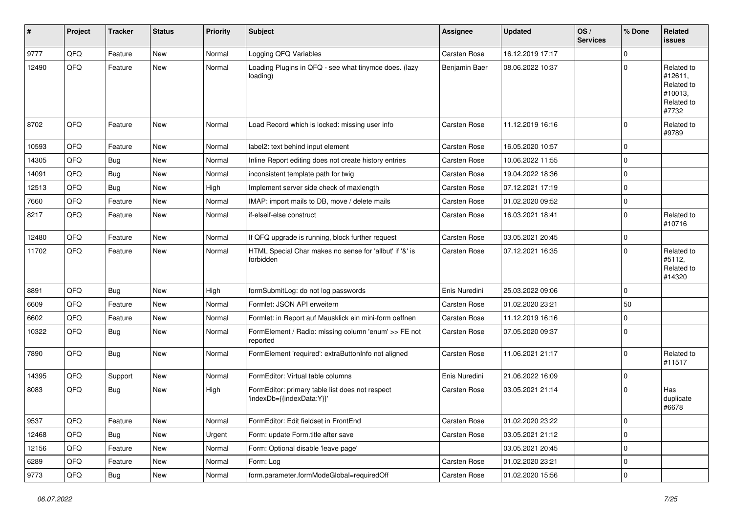| # | Project | Tracker | Status | Priority | Subject | Assignee | Updated | OS / Services | % Done | Related issues |
|---|---|---|---|---|---|---|---|---|---|---|
| 9777 | QFQ | Feature | New | Normal | Logging QFQ Variables | Carsten Rose | 16.12.2019 17:17 | | 0 | |
| 12490 | QFQ | Feature | New | Normal | Loading Plugins in QFQ - see what tinymce does. (lazy loading) | Benjamin Baer | 08.06.2022 10:37 | | 0 | Related to #12611, Related to #10013, Related to #7732 |
| 8702 | QFQ | Feature | New | Normal | Load Record which is locked: missing user info | Carsten Rose | 11.12.2019 16:16 | | 0 | Related to #9789 |
| 10593 | QFQ | Feature | New | Normal | label2: text behind input element | Carsten Rose | 16.05.2020 10:57 | | 0 | |
| 14305 | QFQ | Bug | New | Normal | Inline Report editing does not create history entries | Carsten Rose | 10.06.2022 11:55 | | 0 | |
| 14091 | QFQ | Bug | New | Normal | inconsistent template path for twig | Carsten Rose | 19.04.2022 18:36 | | 0 | |
| 12513 | QFQ | Bug | New | High | Implement server side check of maxlength | Carsten Rose | 07.12.2021 17:19 | | 0 | |
| 7660 | QFQ | Feature | New | Normal | IMAP: import mails to DB, move / delete mails | Carsten Rose | 01.02.2020 09:52 | | 0 | |
| 8217 | QFQ | Feature | New | Normal | if-elseif-else construct | Carsten Rose | 16.03.2021 18:41 | | 0 | Related to #10716 |
| 12480 | QFQ | Feature | New | Normal | If QFQ upgrade is running, block further request | Carsten Rose | 03.05.2021 20:45 | | 0 | |
| 11702 | QFQ | Feature | New | Normal | HTML Special Char makes no sense for 'allbut' if '&' is forbidden | Carsten Rose | 07.12.2021 16:35 | | 0 | Related to #5112, Related to #14320 |
| 8891 | QFQ | Bug | New | High | formSubmitLog: do not log passwords | Enis Nuredini | 25.03.2022 09:06 | | 0 | |
| 6609 | QFQ | Feature | New | Normal | Formlet: JSON API erweitern | Carsten Rose | 01.02.2020 23:21 | | 50 | |
| 6602 | QFQ | Feature | New | Normal | Formlet: in Report auf Mausklick ein mini-form oeffnen | Carsten Rose | 11.12.2019 16:16 | | 0 | |
| 10322 | QFQ | Bug | New | Normal | FormElement / Radio: missing column 'enum' >> FE not reported | Carsten Rose | 07.05.2020 09:37 | | 0 | |
| 7890 | QFQ | Bug | New | Normal | FormElement 'required': extraButtonInfo not aligned | Carsten Rose | 11.06.2021 21:17 | | 0 | Related to #11517 |
| 14395 | QFQ | Support | New | Normal | FormEditor: Virtual table columns | Enis Nuredini | 21.06.2022 16:09 | | 0 | |
| 8083 | QFQ | Bug | New | High | FormEditor: primary table list does not respect 'indexDb={{indexData:Y}}' | Carsten Rose | 03.05.2021 21:14 | | 0 | Has duplicate #6678 |
| 9537 | QFQ | Feature | New | Normal | FormEditor: Edit fieldset in FrontEnd | Carsten Rose | 01.02.2020 23:22 | | 0 | |
| 12468 | QFQ | Bug | New | Urgent | Form: update Form.title after save | Carsten Rose | 03.05.2021 21:12 | | 0 | |
| 12156 | QFQ | Feature | New | Normal | Form: Optional disable 'leave page' | | 03.05.2021 20:45 | | 0 | |
| 6289 | QFQ | Feature | New | Normal | Form: Log | Carsten Rose | 01.02.2020 23:21 | | 0 | |
| 9773 | QFQ | Bug | New | Normal | form.parameter.formModeGlobal=requiredOff | Carsten Rose | 01.02.2020 15:56 | | 0 | |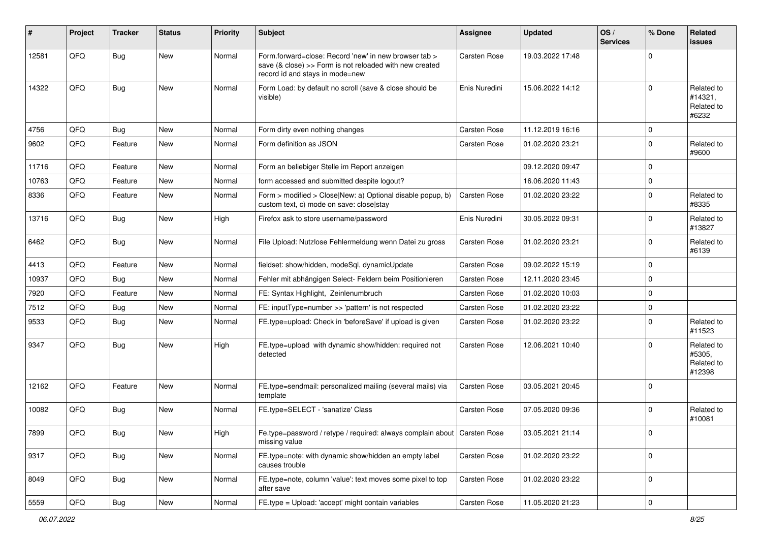| # | Project | Tracker | Status | Priority | Subject | Assignee | Updated | OS / Services | % Done | Related issues |
|---|---|---|---|---|---|---|---|---|---|---|
| 12581 | QFQ | Bug | New | Normal | Form.forward=close: Record 'new' in new browser tab > save (& close) >> Form is not reloaded with new created record id and stays in mode=new | Carsten Rose | 19.03.2022 17:48 | | 0 | |
| 14322 | QFQ | Bug | New | Normal | Form Load: by default no scroll (save & close should be visible) | Enis Nuredini | 15.06.2022 14:12 | | 0 | Related to #14321, Related to #6232 |
| 4756 | QFQ | Bug | New | Normal | Form dirty even nothing changes | Carsten Rose | 11.12.2019 16:16 | | 0 | |
| 9602 | QFQ | Feature | New | Normal | Form definition as JSON | Carsten Rose | 01.02.2020 23:21 | | 0 | Related to #9600 |
| 11716 | QFQ | Feature | New | Normal | Form an beliebiger Stelle im Report anzeigen | | 09.12.2020 09:47 | | 0 | |
| 10763 | QFQ | Feature | New | Normal | form accessed and submitted despite logout? | | 16.06.2020 11:43 | | 0 | |
| 8336 | QFQ | Feature | New | Normal | Form > modified > Close\|New: a) Optional disable popup, b) custom text, c) mode on save: close\|stay | Carsten Rose | 01.02.2020 23:22 | | 0 | Related to #8335 |
| 13716 | QFQ | Bug | New | High | Firefox ask to store username/password | Enis Nuredini | 30.05.2022 09:31 | | 0 | Related to #13827 |
| 6462 | QFQ | Bug | New | Normal | File Upload: Nutzlose Fehlermeldung wenn Datei zu gross | Carsten Rose | 01.02.2020 23:21 | | 0 | Related to #6139 |
| 4413 | QFQ | Feature | New | Normal | fieldset: show/hidden, modeSql, dynamicUpdate | Carsten Rose | 09.02.2022 15:19 | | 0 | |
| 10937 | QFQ | Bug | New | Normal | Fehler mit abhängigen Select- Feldern beim Positionieren | Carsten Rose | 12.11.2020 23:45 | | 0 | |
| 7920 | QFQ | Feature | New | Normal | FE: Syntax Highlight, Zeinlenumbruch | Carsten Rose | 01.02.2020 10:03 | | 0 | |
| 7512 | QFQ | Bug | New | Normal | FE: inputType=number >> 'pattern' is not respected | Carsten Rose | 01.02.2020 23:22 | | 0 | |
| 9533 | QFQ | Bug | New | Normal | FE.type=upload: Check in 'beforeSave' if upload is given | Carsten Rose | 01.02.2020 23:22 | | 0 | Related to #11523 |
| 9347 | QFQ | Bug | New | High | FE.type=upload with dynamic show/hidden: required not detected | Carsten Rose | 12.06.2021 10:40 | | 0 | Related to #5305, Related to #12398 |
| 12162 | QFQ | Feature | New | Normal | FE.type=sendmail: personalized mailing (several mails) via template | Carsten Rose | 03.05.2021 20:45 | | 0 | |
| 10082 | QFQ | Bug | New | Normal | FE.type=SELECT - 'sanatize' Class | Carsten Rose | 07.05.2020 09:36 | | 0 | Related to #10081 |
| 7899 | QFQ | Bug | New | High | Fe.type=password / retype / required: always complain about missing value | Carsten Rose | 03.05.2021 21:14 | | 0 | |
| 9317 | QFQ | Bug | New | Normal | FE.type=note: with dynamic show/hidden an empty label causes trouble | Carsten Rose | 01.02.2020 23:22 | | 0 | |
| 8049 | QFQ | Bug | New | Normal | FE.type=note, column 'value': text moves some pixel to top after save | Carsten Rose | 01.02.2020 23:22 | | 0 | |
| 5559 | QFQ | Bug | New | Normal | FE.type = Upload: 'accept' might contain variables | Carsten Rose | 11.05.2020 21:23 | | 0 | |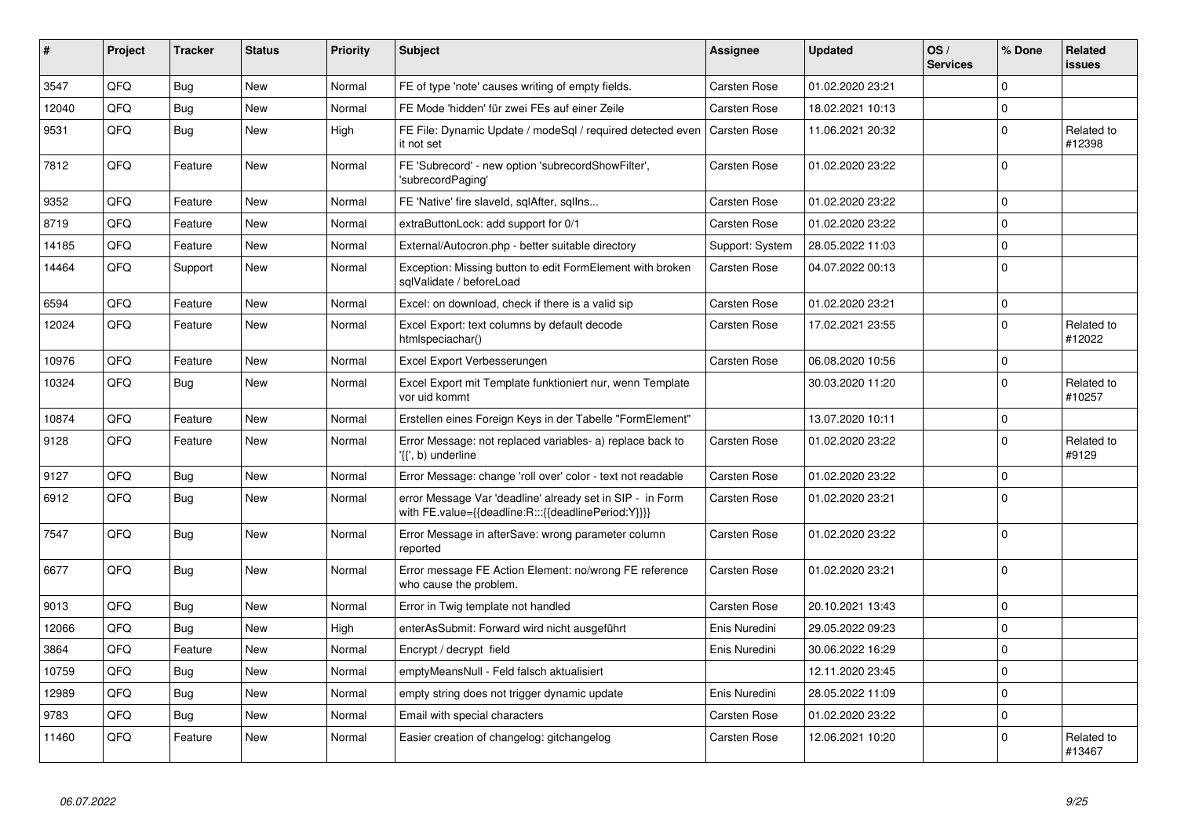| # | Project | Tracker | Status | Priority | Subject | Assignee | Updated | OS / Services | % Done | Related issues |
|---|---|---|---|---|---|---|---|---|---|---|
| 3547 | QFQ | Bug | New | Normal | FE of type 'note' causes writing of empty fields. | Carsten Rose | 01.02.2020 23:21 | | 0 | |
| 12040 | QFQ | Bug | New | Normal | FE Mode 'hidden' für zwei FEs auf einer Zeile | Carsten Rose | 18.02.2021 10:13 | | 0 | |
| 9531 | QFQ | Bug | New | High | FE File: Dynamic Update / modeSql / required detected even it not set | Carsten Rose | 11.06.2021 20:32 | | 0 | Related to #12398 |
| 7812 | QFQ | Feature | New | Normal | FE 'Subrecord' - new option 'subrecordShowFilter', 'subrecordPaging' | Carsten Rose | 01.02.2020 23:22 | | 0 | |
| 9352 | QFQ | Feature | New | Normal | FE 'Native' fire slaveId, sqlAfter, sqlIns... | Carsten Rose | 01.02.2020 23:22 | | 0 | |
| 8719 | QFQ | Feature | New | Normal | extraButtonLock: add support for 0/1 | Carsten Rose | 01.02.2020 23:22 | | 0 | |
| 14185 | QFQ | Feature | New | Normal | External/Autocron.php - better suitable directory | Support: System | 28.05.2022 11:03 | | 0 | |
| 14464 | QFQ | Support | New | Normal | Exception: Missing button to edit FormElement with broken sqlValidate / beforeLoad | Carsten Rose | 04.07.2022 00:13 | | 0 | |
| 6594 | QFQ | Feature | New | Normal | Excel: on download, check if there is a valid sip | Carsten Rose | 01.02.2020 23:21 | | 0 | |
| 12024 | QFQ | Feature | New | Normal | Excel Export: text columns by default decode htmlspeciachar() | Carsten Rose | 17.02.2021 23:55 | | 0 | Related to #12022 |
| 10976 | QFQ | Feature | New | Normal | Excel Export Verbesserungen | Carsten Rose | 06.08.2020 10:56 | | 0 | |
| 10324 | QFQ | Bug | New | Normal | Excel Export mit Template funktioniert nur, wenn Template vor uid kommt | | 30.03.2020 11:20 | | 0 | Related to #10257 |
| 10874 | QFQ | Feature | New | Normal | Erstellen eines Foreign Keys in der Tabelle "FormElement" | | 13.07.2020 10:11 | | 0 | |
| 9128 | QFQ | Feature | New | Normal | Error Message: not replaced variables- a) replace back to '{{', b) underline | Carsten Rose | 01.02.2020 23:22 | | 0 | Related to #9129 |
| 9127 | QFQ | Bug | New | Normal | Error Message: change 'roll over' color - text not readable | Carsten Rose | 01.02.2020 23:22 | | 0 | |
| 6912 | QFQ | Bug | New | Normal | error Message Var 'deadline' already set in SIP - in Form with FE.value={{deadline:R:::{{deadlinePeriod:Y}}}} | Carsten Rose | 01.02.2020 23:21 | | 0 | |
| 7547 | QFQ | Bug | New | Normal | Error Message in afterSave: wrong parameter column reported | Carsten Rose | 01.02.2020 23:22 | | 0 | |
| 6677 | QFQ | Bug | New | Normal | Error message FE Action Element: no/wrong FE reference who cause the problem. | Carsten Rose | 01.02.2020 23:21 | | 0 | |
| 9013 | QFQ | Bug | New | Normal | Error in Twig template not handled | Carsten Rose | 20.10.2021 13:43 | | 0 | |
| 12066 | QFQ | Bug | New | High | enterAsSubmit: Forward wird nicht ausgeführt | Enis Nuredini | 29.05.2022 09:23 | | 0 | |
| 3864 | QFQ | Feature | New | Normal | Encrypt / decrypt field | Enis Nuredini | 30.06.2022 16:29 | | 0 | |
| 10759 | QFQ | Bug | New | Normal | emptyMeansNull - Feld falsch aktualisiert | | 12.11.2020 23:45 | | 0 | |
| 12989 | QFQ | Bug | New | Normal | empty string does not trigger dynamic update | Enis Nuredini | 28.05.2022 11:09 | | 0 | |
| 9783 | QFQ | Bug | New | Normal | Email with special characters | Carsten Rose | 01.02.2020 23:22 | | 0 | |
| 11460 | QFQ | Feature | New | Normal | Easier creation of changelog: gitchangelog | Carsten Rose | 12.06.2021 10:20 | | 0 | Related to #13467 |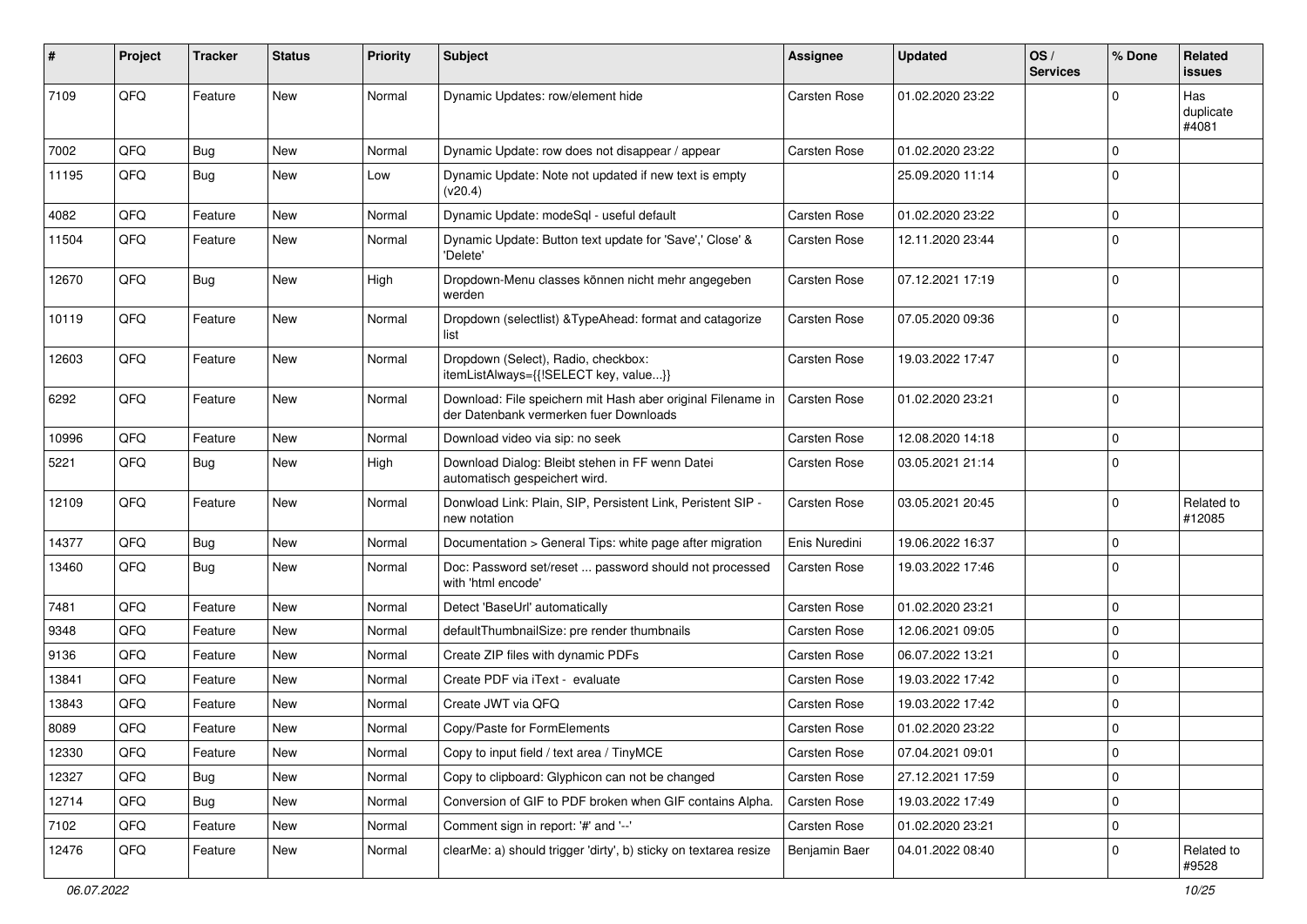| # | Project | Tracker | Status | Priority | Subject | Assignee | Updated | OS / Services | % Done | Related issues |
| --- | --- | --- | --- | --- | --- | --- | --- | --- | --- | --- |
| 7109 | QFQ | Feature | New | Normal | Dynamic Updates: row/element hide | Carsten Rose | 01.02.2020 23:22 | | 0 | Has duplicate #4081 |
| 7002 | QFQ | Bug | New | Normal | Dynamic Update: row does not disappear / appear | Carsten Rose | 01.02.2020 23:22 | | 0 | |
| 11195 | QFQ | Bug | New | Low | Dynamic Update: Note not updated if new text is empty (v20.4) | | 25.09.2020 11:14 | | 0 | |
| 4082 | QFQ | Feature | New | Normal | Dynamic Update: modeSql - useful default | Carsten Rose | 01.02.2020 23:22 | | 0 | |
| 11504 | QFQ | Feature | New | Normal | Dynamic Update: Button text update for 'Save',' Close' & 'Delete' | Carsten Rose | 12.11.2020 23:44 | | 0 | |
| 12670 | QFQ | Bug | New | High | Dropdown-Menu classes können nicht mehr angegeben werden | Carsten Rose | 07.12.2021 17:19 | | 0 | |
| 10119 | QFQ | Feature | New | Normal | Dropdown (selectlist) &TypeAhead: format and catagorize list | Carsten Rose | 07.05.2020 09:36 | | 0 | |
| 12603 | QFQ | Feature | New | Normal | Dropdown (Select), Radio, checkbox: itemListAlways={{!SELECT key, value...}} | Carsten Rose | 19.03.2022 17:47 | | 0 | |
| 6292 | QFQ | Feature | New | Normal | Download: File speichern mit Hash aber original Filename in der Datenbank vermerken fuer Downloads | Carsten Rose | 01.02.2020 23:21 | | 0 | |
| 10996 | QFQ | Feature | New | Normal | Download video via sip: no seek | Carsten Rose | 12.08.2020 14:18 | | 0 | |
| 5221 | QFQ | Bug | New | High | Download Dialog: Bleibt stehen in FF wenn Datei automatisch gespeichert wird. | Carsten Rose | 03.05.2021 21:14 | | 0 | |
| 12109 | QFQ | Feature | New | Normal | Donwload Link: Plain, SIP, Persistent Link, Peristent SIP - new notation | Carsten Rose | 03.05.2021 20:45 | | 0 | Related to #12085 |
| 14377 | QFQ | Bug | New | Normal | Documentation > General Tips: white page after migration | Enis Nuredini | 19.06.2022 16:37 | | 0 | |
| 13460 | QFQ | Bug | New | Normal | Doc: Password set/reset ... password should not processed with 'html encode' | Carsten Rose | 19.03.2022 17:46 | | 0 | |
| 7481 | QFQ | Feature | New | Normal | Detect 'BaseUrl' automatically | Carsten Rose | 01.02.2020 23:21 | | 0 | |
| 9348 | QFQ | Feature | New | Normal | defaultThumbnailSize: pre render thumbnails | Carsten Rose | 12.06.2021 09:05 | | 0 | |
| 9136 | QFQ | Feature | New | Normal | Create ZIP files with dynamic PDFs | Carsten Rose | 06.07.2022 13:21 | | 0 | |
| 13841 | QFQ | Feature | New | Normal | Create PDF via iText - evaluate | Carsten Rose | 19.03.2022 17:42 | | 0 | |
| 13843 | QFQ | Feature | New | Normal | Create JWT via QFQ | Carsten Rose | 19.03.2022 17:42 | | 0 | |
| 8089 | QFQ | Feature | New | Normal | Copy/Paste for FormElements | Carsten Rose | 01.02.2020 23:22 | | 0 | |
| 12330 | QFQ | Feature | New | Normal | Copy to input field / text area / TinyMCE | Carsten Rose | 07.04.2021 09:01 | | 0 | |
| 12327 | QFQ | Bug | New | Normal | Copy to clipboard: Glyphicon can not be changed | Carsten Rose | 27.12.2021 17:59 | | 0 | |
| 12714 | QFQ | Bug | New | Normal | Conversion of GIF to PDF broken when GIF contains Alpha. | Carsten Rose | 19.03.2022 17:49 | | 0 | |
| 7102 | QFQ | Feature | New | Normal | Comment sign in report: '#' and '--' | Carsten Rose | 01.02.2020 23:21 | | 0 | |
| 12476 | QFQ | Feature | New | Normal | clearMe: a) should trigger 'dirty', b) sticky on textarea resize | Benjamin Baer | 04.01.2022 08:40 | | 0 | Related to #9528 |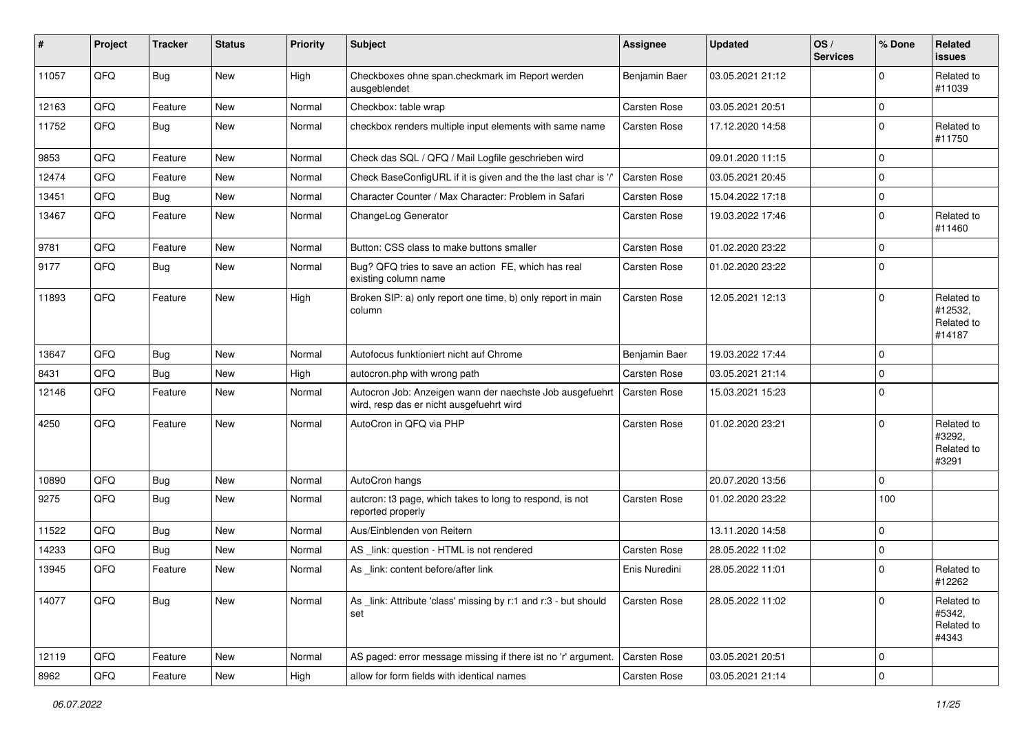| # | Project | Tracker | Status | Priority | Subject | Assignee | Updated | OS / Services | % Done | Related issues |
|---|---|---|---|---|---|---|---|---|---|---|
| 11057 | QFQ | Bug | New | High | Checkboxes ohne span.checkmark im Report werden ausgeblendet | Benjamin Baer | 03.05.2021 21:12 | | 0 | Related to #11039 |
| 12163 | QFQ | Feature | New | Normal | Checkbox: table wrap | Carsten Rose | 03.05.2021 20:51 | | 0 | |
| 11752 | QFQ | Bug | New | Normal | checkbox renders multiple input elements with same name | Carsten Rose | 17.12.2020 14:58 | | 0 | Related to #11750 |
| 9853 | QFQ | Feature | New | Normal | Check das SQL / QFQ / Mail Logfile geschrieben wird | | 09.01.2020 11:15 | | 0 | |
| 12474 | QFQ | Feature | New | Normal | Check BaseConfigURL if it is given and the the last char is '/' | Carsten Rose | 03.05.2021 20:45 | | 0 | |
| 13451 | QFQ | Bug | New | Normal | Character Counter / Max Character: Problem in Safari | Carsten Rose | 15.04.2022 17:18 | | 0 | |
| 13467 | QFQ | Feature | New | Normal | ChangeLog Generator | Carsten Rose | 19.03.2022 17:46 | | 0 | Related to #11460 |
| 9781 | QFQ | Feature | New | Normal | Button: CSS class to make buttons smaller | Carsten Rose | 01.02.2020 23:22 | | 0 | |
| 9177 | QFQ | Bug | New | Normal | Bug? QFQ tries to save an action FE, which has real existing column name | Carsten Rose | 01.02.2020 23:22 | | 0 | |
| 11893 | QFQ | Feature | New | High | Broken SIP: a) only report one time, b) only report in main column | Carsten Rose | 12.05.2021 12:13 | | 0 | Related to #12532, Related to #14187 |
| 13647 | QFQ | Bug | New | Normal | Autofocus funktioniert nicht auf Chrome | Benjamin Baer | 19.03.2022 17:44 | | 0 | |
| 8431 | QFQ | Bug | New | High | autocron.php with wrong path | Carsten Rose | 03.05.2021 21:14 | | 0 | |
| 12146 | QFQ | Feature | New | Normal | Autocron Job: Anzeigen wann der naechste Job ausgefuehrt wird, resp das er nicht ausgefuehrt wird | Carsten Rose | 15.03.2021 15:23 | | 0 | |
| 4250 | QFQ | Feature | New | Normal | AutoCron in QFQ via PHP | Carsten Rose | 01.02.2020 23:21 | | 0 | Related to #3292, Related to #3291 |
| 10890 | QFQ | Bug | New | Normal | AutoCron hangs | | 20.07.2020 13:56 | | 0 | |
| 9275 | QFQ | Bug | New | Normal | autcron: t3 page, which takes to long to respond, is not reported properly | Carsten Rose | 01.02.2020 23:22 | | 100 | |
| 11522 | QFQ | Bug | New | Normal | Aus/Einblenden von Reitern | | 13.11.2020 14:58 | | 0 | |
| 14233 | QFQ | Bug | New | Normal | AS _link: question - HTML is not rendered | Carsten Rose | 28.05.2022 11:02 | | 0 | |
| 13945 | QFQ | Feature | New | Normal | As _link: content before/after link | Enis Nuredini | 28.05.2022 11:01 | | 0 | Related to #12262 |
| 14077 | QFQ | Bug | New | Normal | As _link: Attribute 'class' missing by r:1 and r:3 - but should set | Carsten Rose | 28.05.2022 11:02 | | 0 | Related to #5342, Related to #4343 |
| 12119 | QFQ | Feature | New | Normal | AS paged: error message missing if there ist no 'r' argument. | Carsten Rose | 03.05.2021 20:51 | | 0 | |
| 8962 | QFQ | Feature | New | High | allow for form fields with identical names | Carsten Rose | 03.05.2021 21:14 | | 0 | |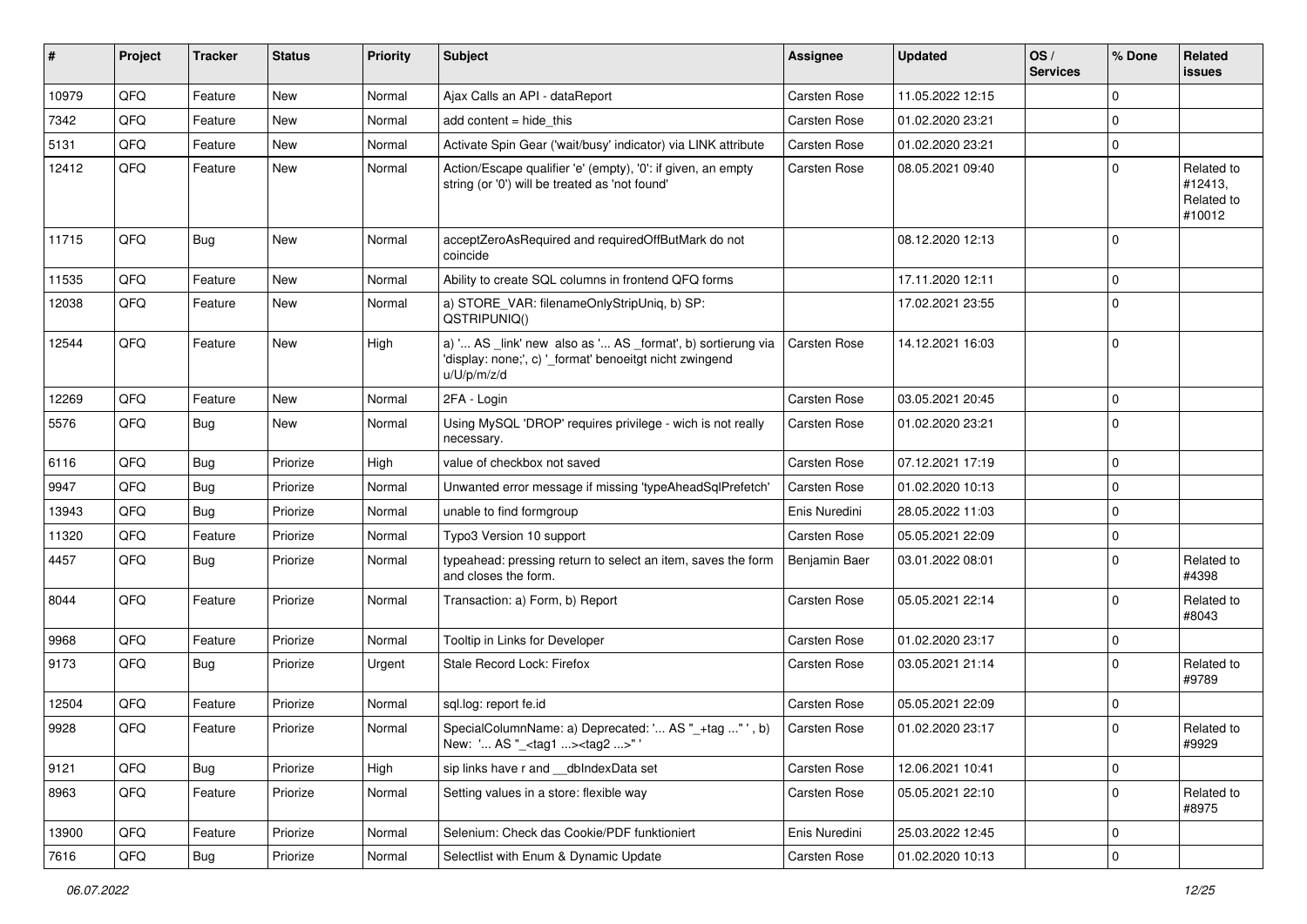| # | Project | Tracker | Status | Priority | Subject | Assignee | Updated | OS / Services | % Done | Related issues |
|---|---|---|---|---|---|---|---|---|---|---|
| 10979 | QFQ | Feature | New | Normal | Ajax Calls an API - dataReport | Carsten Rose | 11.05.2022 12:15 | | 0 | |
| 7342 | QFQ | Feature | New | Normal | add content = hide_this | Carsten Rose | 01.02.2020 23:21 | | 0 | |
| 5131 | QFQ | Feature | New | Normal | Activate Spin Gear ('wait/busy' indicator) via LINK attribute | Carsten Rose | 01.02.2020 23:21 | | 0 | |
| 12412 | QFQ | Feature | New | Normal | Action/Escape qualifier 'e' (empty), '0': if given, an empty string (or '0') will be treated as 'not found' | Carsten Rose | 08.05.2021 09:40 | | 0 | Related to #12413, Related to #10012 |
| 11715 | QFQ | Bug | New | Normal | acceptZeroAsRequired and requiredOffButMark do not coincide | | 08.12.2020 12:13 | | 0 | |
| 11535 | QFQ | Feature | New | Normal | Ability to create SQL columns in frontend QFQ forms | | 17.11.2020 12:11 | | 0 | |
| 12038 | QFQ | Feature | New | Normal | a) STORE_VAR: filenameOnlyStripUniq, b) SP: QSTRIPUNIQ() | | 17.02.2021 23:55 | | 0 | |
| 12544 | QFQ | Feature | New | High | a) '... AS _link' new also as '... AS _format', b) sortierung via 'display: none;', c) '_format' benoeitgt nicht zwingend u/U/p/m/z/d | Carsten Rose | 14.12.2021 16:03 | | 0 | |
| 12269 | QFQ | Feature | New | Normal | 2FA - Login | Carsten Rose | 03.05.2021 20:45 | | 0 | |
| 5576 | QFQ | Bug | New | Normal | Using MySQL 'DROP' requires privilege - wich is not really necessary. | Carsten Rose | 01.02.2020 23:21 | | 0 | |
| 6116 | QFQ | Bug | Priorize | High | value of checkbox not saved | Carsten Rose | 07.12.2021 17:19 | | 0 | |
| 9947 | QFQ | Bug | Priorize | Normal | Unwanted error message if missing 'typeAheadSqlPrefetch' | Carsten Rose | 01.02.2020 10:13 | | 0 | |
| 13943 | QFQ | Bug | Priorize | Normal | unable to find formgroup | Enis Nuredini | 28.05.2022 11:03 | | 0 | |
| 11320 | QFQ | Feature | Priorize | Normal | Typo3 Version 10 support | Carsten Rose | 05.05.2021 22:09 | | 0 | |
| 4457 | QFQ | Bug | Priorize | Normal | typeahead: pressing return to select an item, saves the form and closes the form. | Benjamin Baer | 03.01.2022 08:01 | | 0 | Related to #4398 |
| 8044 | QFQ | Feature | Priorize | Normal | Transaction: a) Form, b) Report | Carsten Rose | 05.05.2021 22:14 | | 0 | Related to #8043 |
| 9968 | QFQ | Feature | Priorize | Normal | Tooltip in Links for Developer | Carsten Rose | 01.02.2020 23:17 | | 0 | |
| 9173 | QFQ | Bug | Priorize | Urgent | Stale Record Lock: Firefox | Carsten Rose | 03.05.2021 21:14 | | 0 | Related to #9789 |
| 12504 | QFQ | Feature | Priorize | Normal | sql.log: report fe.id | Carsten Rose | 05.05.2021 22:09 | | 0 | |
| 9928 | QFQ | Feature | Priorize | Normal | SpecialColumnName: a) Deprecated: '... AS "_+tag ..." ', b) New: '... AS "_<tag1 ...><tag2 ...>" ' | Carsten Rose | 01.02.2020 23:17 | | 0 | Related to #9929 |
| 9121 | QFQ | Bug | Priorize | High | sip links have r and __dbIndexData set | Carsten Rose | 12.06.2021 10:41 | | 0 | |
| 8963 | QFQ | Feature | Priorize | Normal | Setting values in a store: flexible way | Carsten Rose | 05.05.2021 22:10 | | 0 | Related to #8975 |
| 13900 | QFQ | Feature | Priorize | Normal | Selenium: Check das Cookie/PDF funktioniert | Enis Nuredini | 25.03.2022 12:45 | | 0 | |
| 7616 | QFQ | Bug | Priorize | Normal | Selectlist with Enum & Dynamic Update | Carsten Rose | 01.02.2020 10:13 | | 0 | |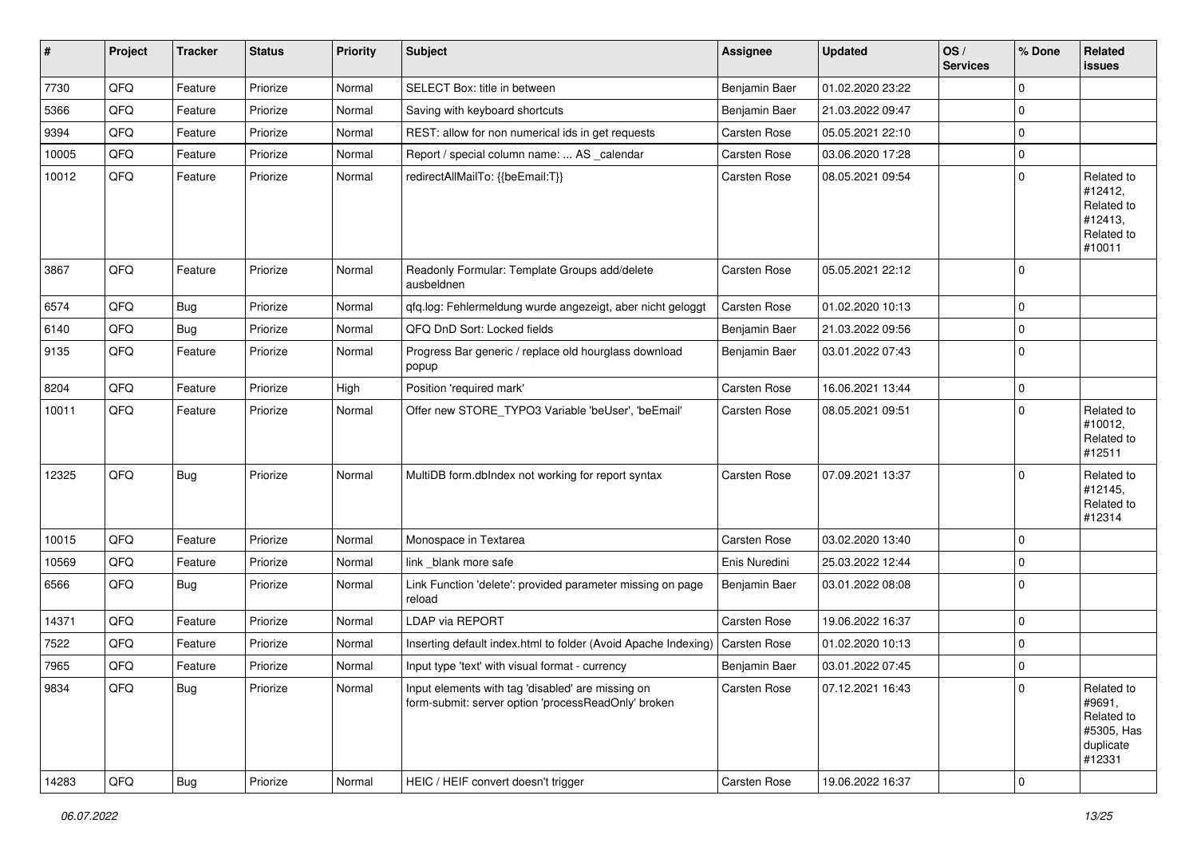| # | Project | Tracker | Status | Priority | Subject | Assignee | Updated | OS / Services | % Done | Related issues |
|---|---|---|---|---|---|---|---|---|---|---|
| 7730 | QFQ | Feature | Priorize | Normal | SELECT Box: title in between | Benjamin Baer | 01.02.2020 23:22 | | 0 | |
| 5366 | QFQ | Feature | Priorize | Normal | Saving with keyboard shortcuts | Benjamin Baer | 21.03.2022 09:47 | | 0 | |
| 9394 | QFQ | Feature | Priorize | Normal | REST: allow for non numerical ids in get requests | Carsten Rose | 05.05.2021 22:10 | | 0 | |
| 10005 | QFQ | Feature | Priorize | Normal | Report / special column name: ... AS _calendar | Carsten Rose | 03.06.2020 17:28 | | 0 | |
| 10012 | QFQ | Feature | Priorize | Normal | redirectAllMailTo: {{beEmail:T}} | Carsten Rose | 08.05.2021 09:54 | | 0 | Related to #12412, Related to #12413, Related to #10011 |
| 3867 | QFQ | Feature | Priorize | Normal | Readonly Formular: Template Groups add/delete ausbeldnen | Carsten Rose | 05.05.2021 22:12 | | 0 | |
| 6574 | QFQ | Bug | Priorize | Normal | qfq.log: Fehlermeldung wurde angezeigt, aber nicht geloggt | Carsten Rose | 01.02.2020 10:13 | | 0 | |
| 6140 | QFQ | Bug | Priorize | Normal | QFQ DnD Sort: Locked fields | Benjamin Baer | 21.03.2022 09:56 | | 0 | |
| 9135 | QFQ | Feature | Priorize | Normal | Progress Bar generic / replace old hourglass download popup | Benjamin Baer | 03.01.2022 07:43 | | 0 | |
| 8204 | QFQ | Feature | Priorize | High | Position 'required mark' | Carsten Rose | 16.06.2021 13:44 | | 0 | |
| 10011 | QFQ | Feature | Priorize | Normal | Offer new STORE_TYPO3 Variable 'beUser', 'beEmail' | Carsten Rose | 08.05.2021 09:51 | | 0 | Related to #10012, Related to #12511 |
| 12325 | QFQ | Bug | Priorize | Normal | MultiDB form.dbIndex not working for report syntax | Carsten Rose | 07.09.2021 13:37 | | 0 | Related to #12145, Related to #12314 |
| 10015 | QFQ | Feature | Priorize | Normal | Monospace in Textarea | Carsten Rose | 03.02.2020 13:40 | | 0 | |
| 10569 | QFQ | Feature | Priorize | Normal | link _blank more safe | Enis Nuredini | 25.03.2022 12:44 | | 0 | |
| 6566 | QFQ | Bug | Priorize | Normal | Link Function 'delete': provided parameter missing on page reload | Benjamin Baer | 03.01.2022 08:08 | | 0 | |
| 14371 | QFQ | Feature | Priorize | Normal | LDAP via REPORT | Carsten Rose | 19.06.2022 16:37 | | 0 | |
| 7522 | QFQ | Feature | Priorize | Normal | Inserting default index.html to folder (Avoid Apache Indexing) | Carsten Rose | 01.02.2020 10:13 | | 0 | |
| 7965 | QFQ | Feature | Priorize | Normal | Input type 'text' with visual format - currency | Benjamin Baer | 03.01.2022 07:45 | | 0 | |
| 9834 | QFQ | Bug | Priorize | Normal | Input elements with tag 'disabled' are missing on form-submit: server option 'processReadOnly' broken | Carsten Rose | 07.12.2021 16:43 | | 0 | Related to #9691, Related to #5305, Has duplicate #12331 |
| 14283 | QFQ | Bug | Priorize | Normal | HEIC / HEIF convert doesn't trigger | Carsten Rose | 19.06.2022 16:37 | | 0 | |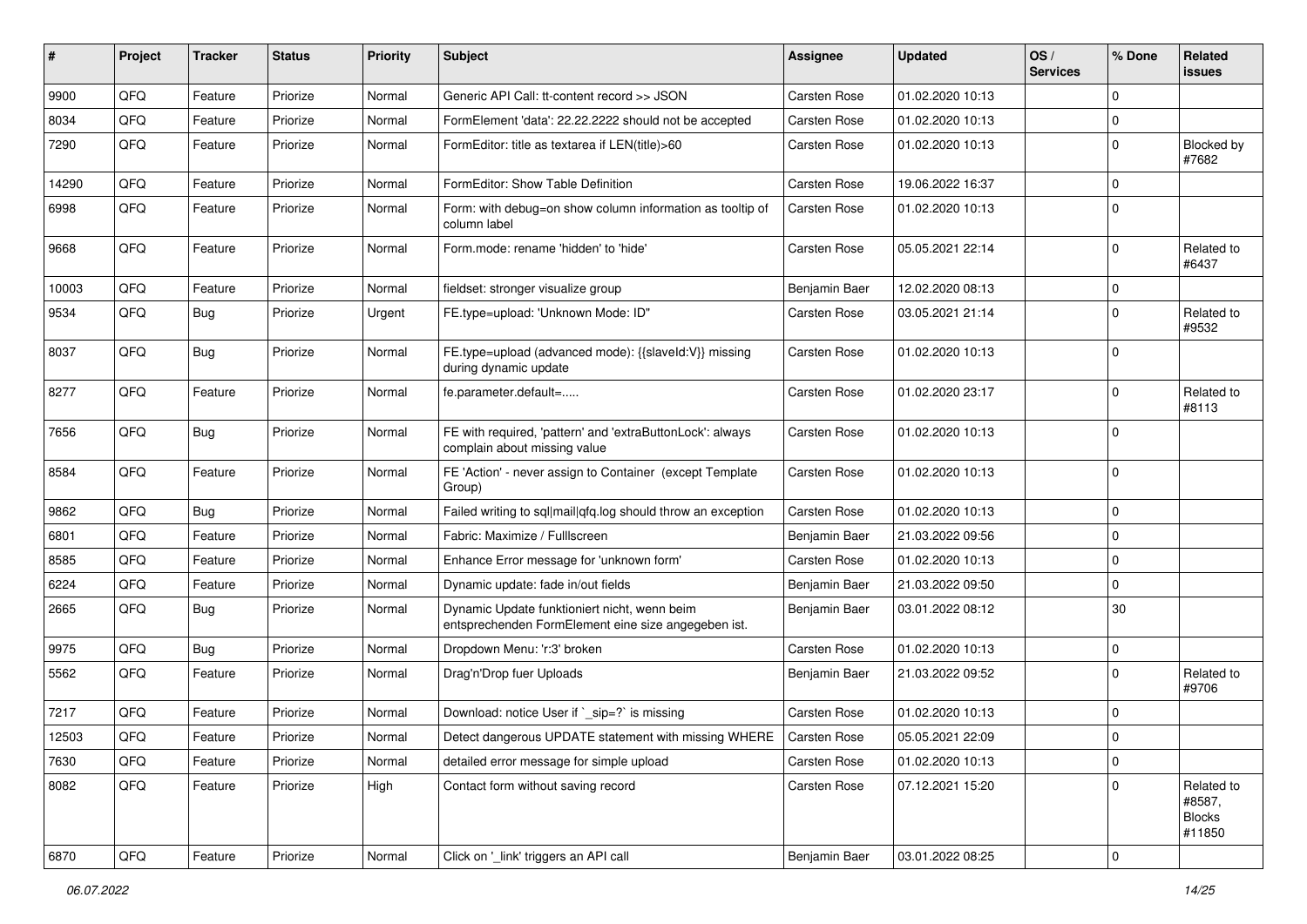| # | Project | Tracker | Status | Priority | Subject | Assignee | Updated | OS / Services | % Done | Related issues |
|---|---|---|---|---|---|---|---|---|---|---|
| 9900 | QFQ | Feature | Priorize | Normal | Generic API Call: tt-content record >> JSON | Carsten Rose | 01.02.2020 10:13 | | 0 | |
| 8034 | QFQ | Feature | Priorize | Normal | FormElement 'data': 22.22.2222 should not be accepted | Carsten Rose | 01.02.2020 10:13 | | 0 | |
| 7290 | QFQ | Feature | Priorize | Normal | FormEditor: title as textarea if LEN(title)>60 | Carsten Rose | 01.02.2020 10:13 | | 0 | Blocked by #7682 |
| 14290 | QFQ | Feature | Priorize | Normal | FormEditor: Show Table Definition | Carsten Rose | 19.06.2022 16:37 | | 0 | |
| 6998 | QFQ | Feature | Priorize | Normal | Form: with debug=on show column information as tooltip of column label | Carsten Rose | 01.02.2020 10:13 | | 0 | |
| 9668 | QFQ | Feature | Priorize | Normal | Form.mode: rename 'hidden' to 'hide' | Carsten Rose | 05.05.2021 22:14 | | 0 | Related to #6437 |
| 10003 | QFQ | Feature | Priorize | Normal | fieldset: stronger visualize group | Benjamin Baer | 12.02.2020 08:13 | | 0 | |
| 9534 | QFQ | Bug | Priorize | Urgent | FE.type=upload: 'Unknown Mode: ID" | Carsten Rose | 03.05.2021 21:14 | | 0 | Related to #9532 |
| 8037 | QFQ | Bug | Priorize | Normal | FE.type=upload (advanced mode): {{slaveId:V}} missing during dynamic update | Carsten Rose | 01.02.2020 10:13 | | 0 | |
| 8277 | QFQ | Feature | Priorize | Normal | fe.parameter.default=..... | Carsten Rose | 01.02.2020 23:17 | | 0 | Related to #8113 |
| 7656 | QFQ | Bug | Priorize | Normal | FE with required, 'pattern' and 'extraButtonLock': always complain about missing value | Carsten Rose | 01.02.2020 10:13 | | 0 | |
| 8584 | QFQ | Feature | Priorize | Normal | FE 'Action' - never assign to Container (except Template Group) | Carsten Rose | 01.02.2020 10:13 | | 0 | |
| 9862 | QFQ | Bug | Priorize | Normal | Failed writing to sql\|mail\|qfq.log should throw an exception | Carsten Rose | 01.02.2020 10:13 | | 0 | |
| 6801 | QFQ | Feature | Priorize | Normal | Fabric: Maximize / Fulllscreen | Benjamin Baer | 21.03.2022 09:56 | | 0 | |
| 8585 | QFQ | Feature | Priorize | Normal | Enhance Error message for 'unknown form' | Carsten Rose | 01.02.2020 10:13 | | 0 | |
| 6224 | QFQ | Feature | Priorize | Normal | Dynamic update: fade in/out fields | Benjamin Baer | 21.03.2022 09:50 | | 0 | |
| 2665 | QFQ | Bug | Priorize | Normal | Dynamic Update funktioniert nicht, wenn beim entsprechenden FormElement eine size angegeben ist. | Benjamin Baer | 03.01.2022 08:12 | | 30 | |
| 9975 | QFQ | Bug | Priorize | Normal | Dropdown Menu: 'r:3' broken | Carsten Rose | 01.02.2020 10:13 | | 0 | |
| 5562 | QFQ | Feature | Priorize | Normal | Drag'n'Drop fuer Uploads | Benjamin Baer | 21.03.2022 09:52 | | 0 | Related to #9706 |
| 7217 | QFQ | Feature | Priorize | Normal | Download: notice User if `_sip=?` is missing | Carsten Rose | 01.02.2020 10:13 | | 0 | |
| 12503 | QFQ | Feature | Priorize | Normal | Detect dangerous UPDATE statement with missing WHERE | Carsten Rose | 05.05.2021 22:09 | | 0 | |
| 7630 | QFQ | Feature | Priorize | Normal | detailed error message for simple upload | Carsten Rose | 01.02.2020 10:13 | | 0 | |
| 8082 | QFQ | Feature | Priorize | High | Contact form without saving record | Carsten Rose | 07.12.2021 15:20 | | 0 | Related to #8587, Blocks #11850 |
| 6870 | QFQ | Feature | Priorize | Normal | Click on '_link' triggers an API call | Benjamin Baer | 03.01.2022 08:25 | | 0 | |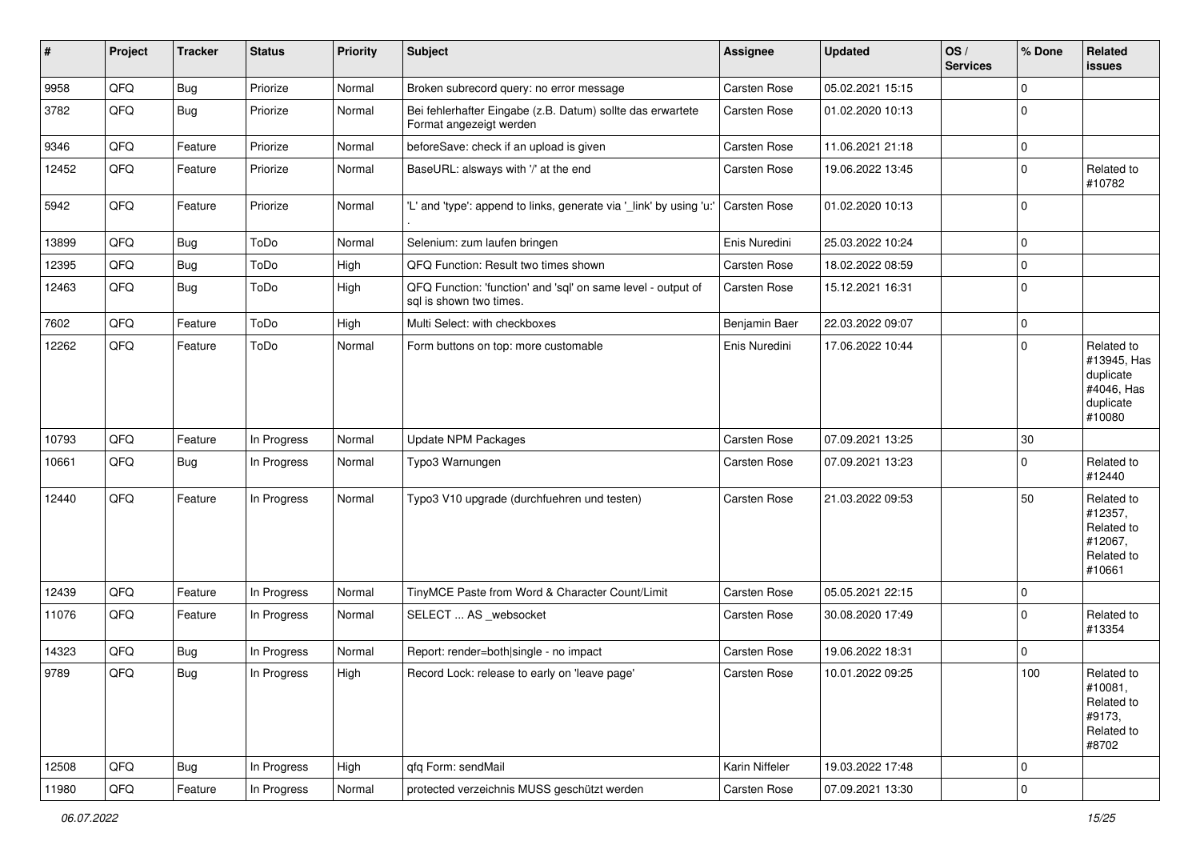| # | Project | Tracker | Status | Priority | Subject | Assignee | Updated | OS / Services | % Done | Related issues |
|---|---|---|---|---|---|---|---|---|---|---|
| 9958 | QFQ | Bug | Priorize | Normal | Broken subrecord query: no error message | Carsten Rose | 05.02.2021 15:15 | | 0 | |
| 3782 | QFQ | Bug | Priorize | Normal | Bei fehlerhafter Eingabe (z.B. Datum) sollte das erwartete Format angezeigt werden | Carsten Rose | 01.02.2020 10:13 | | 0 | |
| 9346 | QFQ | Feature | Priorize | Normal | beforeSave: check if an upload is given | Carsten Rose | 11.06.2021 21:18 | | 0 | |
| 12452 | QFQ | Feature | Priorize | Normal | BaseURL: alsways with '/' at the end | Carsten Rose | 19.06.2022 13:45 | | 0 | Related to #10782 |
| 5942 | QFQ | Feature | Priorize | Normal | 'L' and 'type': append to links, generate via '_link' by using 'u:' . | Carsten Rose | 01.02.2020 10:13 | | 0 | |
| 13899 | QFQ | Bug | ToDo | Normal | Selenium: zum laufen bringen | Enis Nuredini | 25.03.2022 10:24 | | 0 | |
| 12395 | QFQ | Bug | ToDo | High | QFQ Function: Result two times shown | Carsten Rose | 18.02.2022 08:59 | | 0 | |
| 12463 | QFQ | Bug | ToDo | High | QFQ Function: 'function' and 'sql' on same level - output of sql is shown two times. | Carsten Rose | 15.12.2021 16:31 | | 0 | |
| 7602 | QFQ | Feature | ToDo | High | Multi Select: with checkboxes | Benjamin Baer | 22.03.2022 09:07 | | 0 | |
| 12262 | QFQ | Feature | ToDo | Normal | Form buttons on top: more customable | Enis Nuredini | 17.06.2022 10:44 | | 0 | Related to #13945, Has duplicate #4046, Has duplicate #10080 |
| 10793 | QFQ | Feature | In Progress | Normal | Update NPM Packages | Carsten Rose | 07.09.2021 13:25 | | 30 | |
| 10661 | QFQ | Bug | In Progress | Normal | Typo3 Warnungen | Carsten Rose | 07.09.2021 13:23 | | 0 | Related to #12440 |
| 12440 | QFQ | Feature | In Progress | Normal | Typo3 V10 upgrade (durchfuehren und testen) | Carsten Rose | 21.03.2022 09:53 | | 50 | Related to #12357, Related to #12067, Related to #10661 |
| 12439 | QFQ | Feature | In Progress | Normal | TinyMCE Paste from Word & Character Count/Limit | Carsten Rose | 05.05.2021 22:15 | | 0 | |
| 11076 | QFQ | Feature | In Progress | Normal | SELECT ... AS _websocket | Carsten Rose | 30.08.2020 17:49 | | 0 | Related to #13354 |
| 14323 | QFQ | Bug | In Progress | Normal | Report: render=both\|single - no impact | Carsten Rose | 19.06.2022 18:31 | | 0 | |
| 9789 | QFQ | Bug | In Progress | High | Record Lock: release to early on 'leave page' | Carsten Rose | 10.01.2022 09:25 | | 100 | Related to #10081, Related to #9173, Related to #8702 |
| 12508 | QFQ | Bug | In Progress | High | qfq Form: sendMail | Karin Niffeler | 19.03.2022 17:48 | | 0 | |
| 11980 | QFQ | Feature | In Progress | Normal | protected verzeichnis MUSS geschützt werden | Carsten Rose | 07.09.2021 13:30 | | 0 | |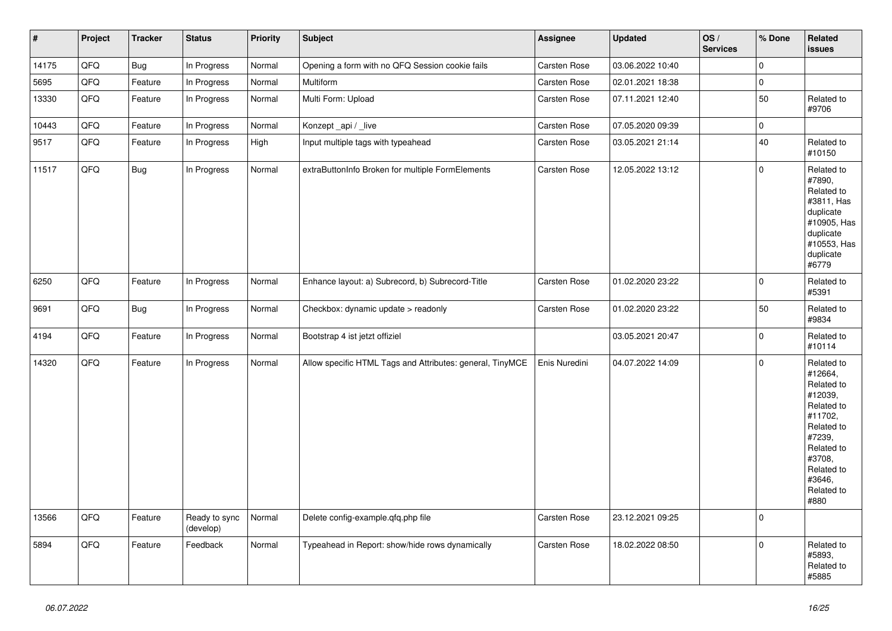| # | Project | Tracker | Status | Priority | Subject | Assignee | Updated | OS / Services | % Done | Related issues |
|---|---|---|---|---|---|---|---|---|---|---|
| 14175 | QFQ | Bug | In Progress | Normal | Opening a form with no QFQ Session cookie fails | Carsten Rose | 03.06.2022 10:40 | | 0 | |
| 5695 | QFQ | Feature | In Progress | Normal | Multiform | Carsten Rose | 02.01.2021 18:38 | | 0 | |
| 13330 | QFQ | Feature | In Progress | Normal | Multi Form: Upload | Carsten Rose | 07.11.2021 12:40 | | 50 | Related to #9706 |
| 10443 | QFQ | Feature | In Progress | Normal | Konzept _api / _live | Carsten Rose | 07.05.2020 09:39 | | 0 | |
| 9517 | QFQ | Feature | In Progress | High | Input multiple tags with typeahead | Carsten Rose | 03.05.2021 21:14 | | 40 | Related to #10150 |
| 11517 | QFQ | Bug | In Progress | Normal | extraButtonInfo Broken for multiple FormElements | Carsten Rose | 12.05.2022 13:12 | | 0 | Related to #7890, Related to #3811, Has duplicate #10905, Has duplicate #10553, Has duplicate #6779 |
| 6250 | QFQ | Feature | In Progress | Normal | Enhance layout: a) Subrecord, b) Subrecord-Title | Carsten Rose | 01.02.2020 23:22 | | 0 | Related to #5391 |
| 9691 | QFQ | Bug | In Progress | Normal | Checkbox: dynamic update > readonly | Carsten Rose | 01.02.2020 23:22 | | 50 | Related to #9834 |
| 4194 | QFQ | Feature | In Progress | Normal | Bootstrap 4 ist jetzt offiziel | | 03.05.2021 20:47 | | 0 | Related to #10114 |
| 14320 | QFQ | Feature | In Progress | Normal | Allow specific HTML Tags and Attributes: general, TinyMCE | Enis Nuredini | 04.07.2022 14:09 | | 0 | Related to #12664, Related to #12039, Related to #11702, Related to #7239, Related to #3708, Related to #3646, Related to #880 |
| 13566 | QFQ | Feature | Ready to sync (develop) | Normal | Delete config-example.qfq.php file | Carsten Rose | 23.12.2021 09:25 | | 0 | |
| 5894 | QFQ | Feature | Feedback | Normal | Typeahead in Report: show/hide rows dynamically | Carsten Rose | 18.02.2022 08:50 | | 0 | Related to #5893, Related to #5885 |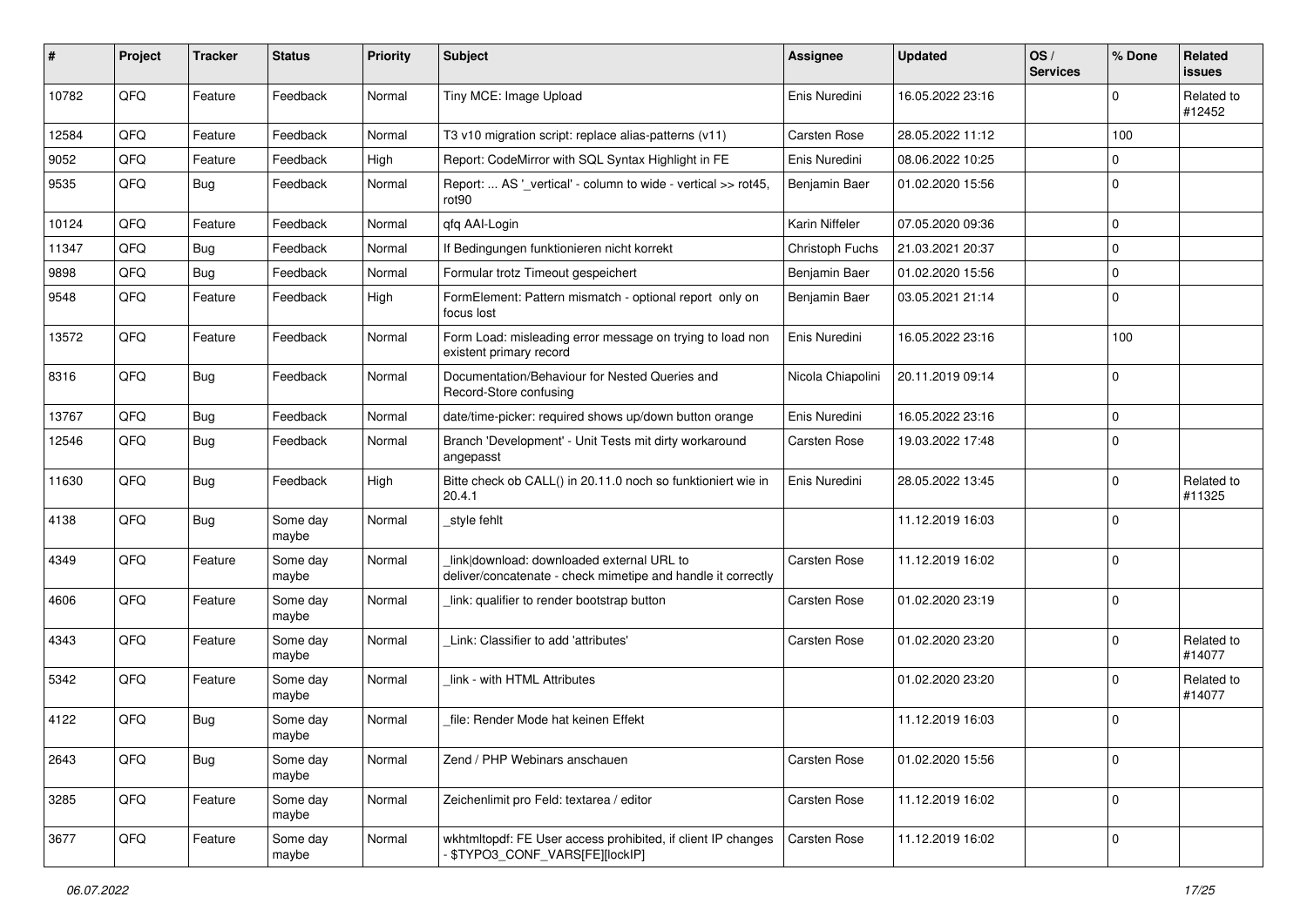| # | Project | Tracker | Status | Priority | Subject | Assignee | Updated | OS / Services | % Done | Related issues |
|---|---|---|---|---|---|---|---|---|---|---|
| 10782 | QFQ | Feature | Feedback | Normal | Tiny MCE: Image Upload | Enis Nuredini | 16.05.2022 23:16 | | 0 | Related to #12452 |
| 12584 | QFQ | Feature | Feedback | Normal | T3 v10 migration script: replace alias-patterns (v11) | Carsten Rose | 28.05.2022 11:12 | | 100 | |
| 9052 | QFQ | Feature | Feedback | High | Report: CodeMirror with SQL Syntax Highlight in FE | Enis Nuredini | 08.06.2022 10:25 | | 0 | |
| 9535 | QFQ | Bug | Feedback | Normal | Report: ... AS '_vertical' - column to wide - vertical >> rot45, rot90 | Benjamin Baer | 01.02.2020 15:56 | | 0 | |
| 10124 | QFQ | Feature | Feedback | Normal | qfq AAI-Login | Karin Niffeler | 07.05.2020 09:36 | | 0 | |
| 11347 | QFQ | Bug | Feedback | Normal | If Bedingungen funktionieren nicht korrekt | Christoph Fuchs | 21.03.2021 20:37 | | 0 | |
| 9898 | QFQ | Bug | Feedback | Normal | Formular trotz Timeout gespeichert | Benjamin Baer | 01.02.2020 15:56 | | 0 | |
| 9548 | QFQ | Feature | Feedback | High | FormElement: Pattern mismatch - optional report only on focus lost | Benjamin Baer | 03.05.2021 21:14 | | 0 | |
| 13572 | QFQ | Feature | Feedback | Normal | Form Load: misleading error message on trying to load non existent primary record | Enis Nuredini | 16.05.2022 23:16 | | 100 | |
| 8316 | QFQ | Bug | Feedback | Normal | Documentation/Behaviour for Nested Queries and Record-Store confusing | Nicola Chiapolini | 20.11.2019 09:14 | | 0 | |
| 13767 | QFQ | Bug | Feedback | Normal | date/time-picker: required shows up/down button orange | Enis Nuredini | 16.05.2022 23:16 | | 0 | |
| 12546 | QFQ | Bug | Feedback | Normal | Branch 'Development' - Unit Tests mit dirty workaround angepasst | Carsten Rose | 19.03.2022 17:48 | | 0 | |
| 11630 | QFQ | Bug | Feedback | High | Bitte check ob CALL() in 20.11.0 noch so funktioniert wie in 20.4.1 | Enis Nuredini | 28.05.2022 13:45 | | 0 | Related to #11325 |
| 4138 | QFQ | Bug | Some day maybe | Normal | _style fehlt | | 11.12.2019 16:03 | | 0 | |
| 4349 | QFQ | Feature | Some day maybe | Normal | _link\|download: downloaded external URL to deliver/concatenate - check mimetipe and handle it correctly | Carsten Rose | 11.12.2019 16:02 | | 0 | |
| 4606 | QFQ | Feature | Some day maybe | Normal | _link: qualifier to render bootstrap button | Carsten Rose | 01.02.2020 23:19 | | 0 | |
| 4343 | QFQ | Feature | Some day maybe | Normal | _Link: Classifier to add 'attributes' | Carsten Rose | 01.02.2020 23:20 | | 0 | Related to #14077 |
| 5342 | QFQ | Feature | Some day maybe | Normal | _link - with HTML Attributes | | 01.02.2020 23:20 | | 0 | Related to #14077 |
| 4122 | QFQ | Bug | Some day maybe | Normal | _file: Render Mode hat keinen Effekt | | 11.12.2019 16:03 | | 0 | |
| 2643 | QFQ | Bug | Some day maybe | Normal | Zend / PHP Webinars anschauen | Carsten Rose | 01.02.2020 15:56 | | 0 | |
| 3285 | QFQ | Feature | Some day maybe | Normal | Zeichenlimit pro Feld: textarea / editor | Carsten Rose | 11.12.2019 16:02 | | 0 | |
| 3677 | QFQ | Feature | Some day maybe | Normal | wkhtmltopdf: FE User access prohibited, if client IP changes - $TYPO3_CONF_VARS[FE][lockIP] | Carsten Rose | 11.12.2019 16:02 | | 0 | |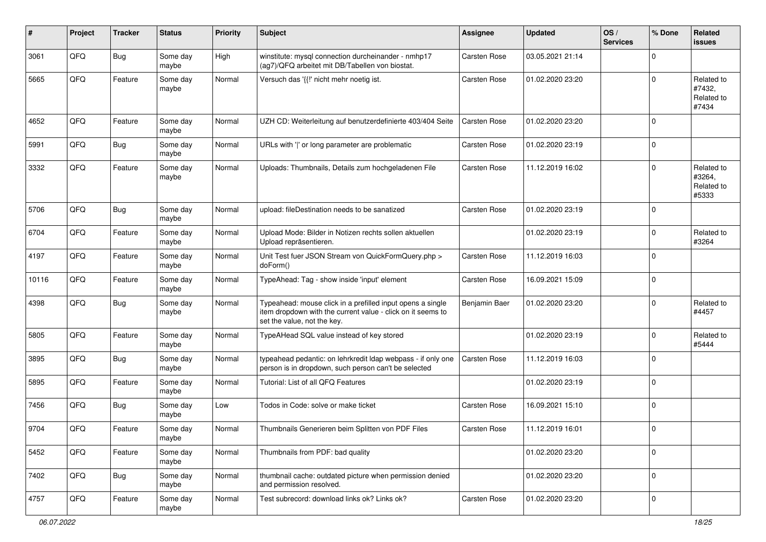| # | Project | Tracker | Status | Priority | Subject | Assignee | Updated | OS / Services | % Done | Related issues |
|---|---|---|---|---|---|---|---|---|---|---|
| 3061 | QFQ | Bug | Some day maybe | High | winstitute: mysql connection durcheinander - nmhp17 (ag7)/QFQ arbeitet mit DB/Tabellen von biostat. | Carsten Rose | 03.05.2021 21:14 | | 0 | |
| 5665 | QFQ | Feature | Some day maybe | Normal | Versuch das '{{!' nicht mehr noetig ist. | Carsten Rose | 01.02.2020 23:20 | | 0 | Related to #7432, Related to #7434 |
| 4652 | QFQ | Feature | Some day maybe | Normal | UZH CD: Weiterleitung auf benutzerdefinierte 403/404 Seite | Carsten Rose | 01.02.2020 23:20 | | 0 | |
| 5991 | QFQ | Bug | Some day maybe | Normal | URLs with '|' or long parameter are problematic | Carsten Rose | 01.02.2020 23:19 | | 0 | |
| 3332 | QFQ | Feature | Some day maybe | Normal | Uploads: Thumbnails, Details zum hochgeladenen File | Carsten Rose | 11.12.2019 16:02 | | 0 | Related to #3264, Related to #5333 |
| 5706 | QFQ | Bug | Some day maybe | Normal | upload: fileDestination needs to be sanatized | Carsten Rose | 01.02.2020 23:19 | | 0 | |
| 6704 | QFQ | Feature | Some day maybe | Normal | Upload Mode: Bilder in Notizen rechts sollen aktuellen Upload repräsentieren. | | 01.02.2020 23:19 | | 0 | Related to #3264 |
| 4197 | QFQ | Feature | Some day maybe | Normal | Unit Test fuer JSON Stream von QuickFormQuery.php > doForm() | Carsten Rose | 11.12.2019 16:03 | | 0 | |
| 10116 | QFQ | Feature | Some day maybe | Normal | TypeAhead: Tag - show inside 'input' element | Carsten Rose | 16.09.2021 15:09 | | 0 | |
| 4398 | QFQ | Bug | Some day maybe | Normal | Typeahead: mouse click in a prefilled input opens a single item dropdown with the current value - click on it seems to set the value, not the key. | Benjamin Baer | 01.02.2020 23:20 | | 0 | Related to #4457 |
| 5805 | QFQ | Feature | Some day maybe | Normal | TypeAHead SQL value instead of key stored | | 01.02.2020 23:19 | | 0 | Related to #5444 |
| 3895 | QFQ | Bug | Some day maybe | Normal | typeahead pedantic: on lehrkredit ldap webpass - if only one person is in dropdown, such person can't be selected | Carsten Rose | 11.12.2019 16:03 | | 0 | |
| 5895 | QFQ | Feature | Some day maybe | Normal | Tutorial: List of all QFQ Features | | 01.02.2020 23:19 | | 0 | |
| 7456 | QFQ | Bug | Some day maybe | Low | Todos in Code: solve or make ticket | Carsten Rose | 16.09.2021 15:10 | | 0 | |
| 9704 | QFQ | Feature | Some day maybe | Normal | Thumbnails Generieren beim Splitten von PDF Files | Carsten Rose | 11.12.2019 16:01 | | 0 | |
| 5452 | QFQ | Feature | Some day maybe | Normal | Thumbnails from PDF: bad quality | | 01.02.2020 23:20 | | 0 | |
| 7402 | QFQ | Bug | Some day maybe | Normal | thumbnail cache: outdated picture when permission denied and permission resolved. | | 01.02.2020 23:20 | | 0 | |
| 4757 | QFQ | Feature | Some day maybe | Normal | Test subrecord: download links ok? Links ok? | Carsten Rose | 01.02.2020 23:20 | | 0 | |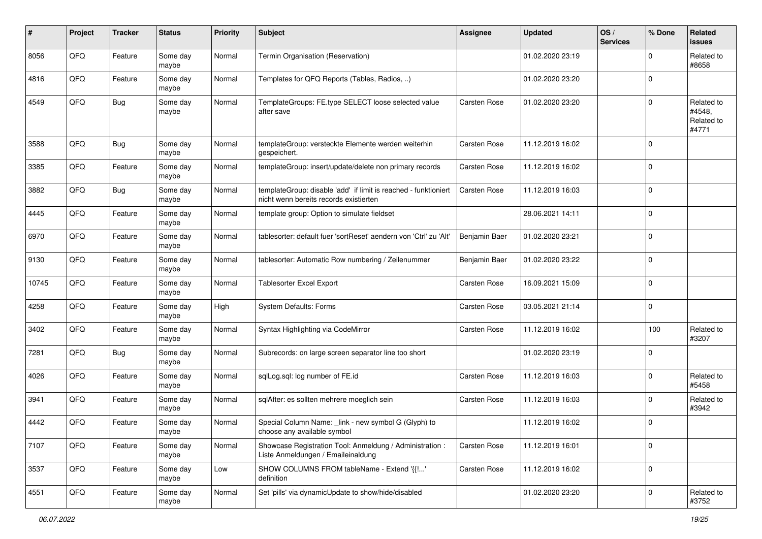| # | Project | Tracker | Status | Priority | Subject | Assignee | Updated | OS / Services | % Done | Related issues |
|---|---|---|---|---|---|---|---|---|---|---|
| 8056 | QFQ | Feature | Some day maybe | Normal | Termin Organisation (Reservation) | | 01.02.2020 23:19 | | 0 | Related to #8658 |
| 4816 | QFQ | Feature | Some day maybe | Normal | Templates for QFQ Reports (Tables, Radios, ..) | | 01.02.2020 23:20 | | 0 | |
| 4549 | QFQ | Bug | Some day maybe | Normal | TemplateGroups: FE.type SELECT loose selected value after save | Carsten Rose | 01.02.2020 23:20 | | 0 | Related to #4548, Related to #4771 |
| 3588 | QFQ | Bug | Some day maybe | Normal | templateGroup: versteckte Elemente werden weiterhin gespeichert. | Carsten Rose | 11.12.2019 16:02 | | 0 | |
| 3385 | QFQ | Feature | Some day maybe | Normal | templateGroup: insert/update/delete non primary records | Carsten Rose | 11.12.2019 16:02 | | 0 | |
| 3882 | QFQ | Bug | Some day maybe | Normal | templateGroup: disable 'add' if limit is reached - funktioniert nicht wenn bereits records existierten | Carsten Rose | 11.12.2019 16:03 | | 0 | |
| 4445 | QFQ | Feature | Some day maybe | Normal | template group: Option to simulate fieldset | | 28.06.2021 14:11 | | 0 | |
| 6970 | QFQ | Feature | Some day maybe | Normal | tablesorter: default fuer 'sortReset' aendern von 'Ctrl' zu 'Alt' | Benjamin Baer | 01.02.2020 23:21 | | 0 | |
| 9130 | QFQ | Feature | Some day maybe | Normal | tablesorter: Automatic Row numbering / Zeilenummer | Benjamin Baer | 01.02.2020 23:22 | | 0 | |
| 10745 | QFQ | Feature | Some day maybe | Normal | Tablesorter Excel Export | Carsten Rose | 16.09.2021 15:09 | | 0 | |
| 4258 | QFQ | Feature | Some day maybe | High | System Defaults: Forms | Carsten Rose | 03.05.2021 21:14 | | 0 | |
| 3402 | QFQ | Feature | Some day maybe | Normal | Syntax Highlighting via CodeMirror | Carsten Rose | 11.12.2019 16:02 | | 100 | Related to #3207 |
| 7281 | QFQ | Bug | Some day maybe | Normal | Subrecords: on large screen separator line too short | | 01.02.2020 23:19 | | 0 | |
| 4026 | QFQ | Feature | Some day maybe | Normal | sqlLog.sql: log number of FE.id | Carsten Rose | 11.12.2019 16:03 | | 0 | Related to #5458 |
| 3941 | QFQ | Feature | Some day maybe | Normal | sqlAfter: es sollten mehrere moeglich sein | Carsten Rose | 11.12.2019 16:03 | | 0 | Related to #3942 |
| 4442 | QFQ | Feature | Some day maybe | Normal | Special Column Name: _link - new symbol G (Glyph) to choose any available symbol | | 11.12.2019 16:02 | | 0 | |
| 7107 | QFQ | Feature | Some day maybe | Normal | Showcase Registration Tool: Anmeldung / Administration : Liste Anmeldungen / Emaileinaldung | Carsten Rose | 11.12.2019 16:01 | | 0 | |
| 3537 | QFQ | Feature | Some day maybe | Low | SHOW COLUMNS FROM tableName - Extend '{{!...' definition | Carsten Rose | 11.12.2019 16:02 | | 0 | |
| 4551 | QFQ | Feature | Some day maybe | Normal | Set 'pills' via dynamicUpdate to show/hide/disabled | | 01.02.2020 23:20 | | 0 | Related to #3752 |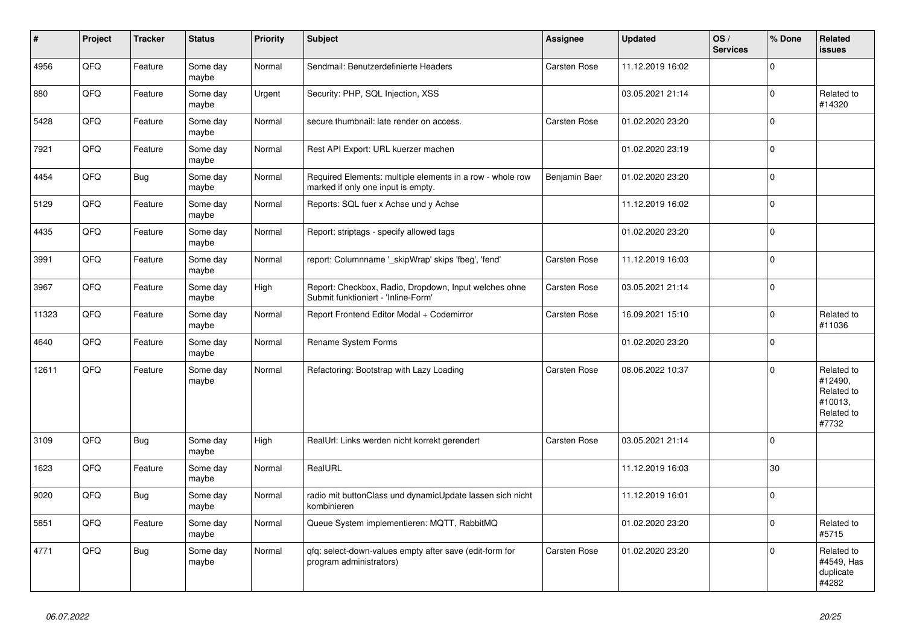| # | Project | Tracker | Status | Priority | Subject | Assignee | Updated | OS / Services | % Done | Related issues |
|---|---|---|---|---|---|---|---|---|---|---|
| 4956 | QFQ | Feature | Some day maybe | Normal | Sendmail: Benutzerdefinierte Headers | Carsten Rose | 11.12.2019 16:02 | | 0 | |
| 880 | QFQ | Feature | Some day maybe | Urgent | Security: PHP, SQL Injection, XSS | | 03.05.2021 21:14 | | 0 | Related to #14320 |
| 5428 | QFQ | Feature | Some day maybe | Normal | secure thumbnail: late render on access. | Carsten Rose | 01.02.2020 23:20 | | 0 | |
| 7921 | QFQ | Feature | Some day maybe | Normal | Rest API Export: URL kuerzer machen | | 01.02.2020 23:19 | | 0 | |
| 4454 | QFQ | Bug | Some day maybe | Normal | Required Elements: multiple elements in a row - whole row marked if only one input is empty. | Benjamin Baer | 01.02.2020 23:20 | | 0 | |
| 5129 | QFQ | Feature | Some day maybe | Normal | Reports: SQL fuer x Achse und y Achse | | 11.12.2019 16:02 | | 0 | |
| 4435 | QFQ | Feature | Some day maybe | Normal | Report: striptags - specify allowed tags | | 01.02.2020 23:20 | | 0 | |
| 3991 | QFQ | Feature | Some day maybe | Normal | report: Columnname '_skipWrap' skips 'fbeg', 'fend' | Carsten Rose | 11.12.2019 16:03 | | 0 | |
| 3967 | QFQ | Feature | Some day maybe | High | Report: Checkbox, Radio, Dropdown, Input welches ohne Submit funktioniert - 'Inline-Form' | Carsten Rose | 03.05.2021 21:14 | | 0 | |
| 11323 | QFQ | Feature | Some day maybe | Normal | Report Frontend Editor Modal + Codemirror | Carsten Rose | 16.09.2021 15:10 | | 0 | Related to #11036 |
| 4640 | QFQ | Feature | Some day maybe | Normal | Rename System Forms | | 01.02.2020 23:20 | | 0 | |
| 12611 | QFQ | Feature | Some day maybe | Normal | Refactoring: Bootstrap with Lazy Loading | Carsten Rose | 08.06.2022 10:37 | | 0 | Related to #12490, Related to #10013, Related to #7732 |
| 3109 | QFQ | Bug | Some day maybe | High | RealUrl: Links werden nicht korrekt gerendert | Carsten Rose | 03.05.2021 21:14 | | 0 | |
| 1623 | QFQ | Feature | Some day maybe | Normal | RealURL | | 11.12.2019 16:03 | | 30 | |
| 9020 | QFQ | Bug | Some day maybe | Normal | radio mit buttonClass und dynamicUpdate lassen sich nicht kombinieren | | 11.12.2019 16:01 | | 0 | |
| 5851 | QFQ | Feature | Some day maybe | Normal | Queue System implementieren: MQTT, RabbitMQ | | 01.02.2020 23:20 | | 0 | Related to #5715 |
| 4771 | QFQ | Bug | Some day maybe | Normal | qfq: select-down-values empty after save (edit-form for program administrators) | Carsten Rose | 01.02.2020 23:20 | | 0 | Related to #4549, Has duplicate #4282 |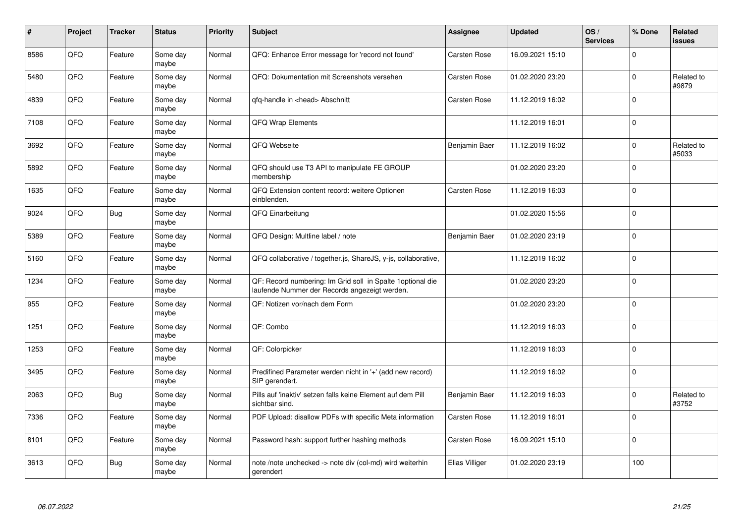| # | Project | Tracker | Status | Priority | Subject | Assignee | Updated | OS / Services | % Done | Related issues |
|---|---|---|---|---|---|---|---|---|---|---|
| 8586 | QFQ | Feature | Some day maybe | Normal | QFQ: Enhance Error message for 'record not found' | Carsten Rose | 16.09.2021 15:10 | | 0 | |
| 5480 | QFQ | Feature | Some day maybe | Normal | QFQ: Dokumentation mit Screenshots versehen | Carsten Rose | 01.02.2020 23:20 | | 0 | Related to #9879 |
| 4839 | QFQ | Feature | Some day maybe | Normal | qfq-handle in <head> Abschnitt | Carsten Rose | 11.12.2019 16:02 | | 0 | |
| 7108 | QFQ | Feature | Some day maybe | Normal | QFQ Wrap Elements | | 11.12.2019 16:01 | | 0 | |
| 3692 | QFQ | Feature | Some day maybe | Normal | QFQ Webseite | Benjamin Baer | 11.12.2019 16:02 | | 0 | Related to #5033 |
| 5892 | QFQ | Feature | Some day maybe | Normal | QFQ should use T3 API to manipulate FE GROUP membership | | 01.02.2020 23:20 | | 0 | |
| 1635 | QFQ | Feature | Some day maybe | Normal | QFQ Extension content record: weitere Optionen einblenden. | Carsten Rose | 11.12.2019 16:03 | | 0 | |
| 9024 | QFQ | Bug | Some day maybe | Normal | QFQ Einarbeitung | | 01.02.2020 15:56 | | 0 | |
| 5389 | QFQ | Feature | Some day maybe | Normal | QFQ Design: Multline label / note | Benjamin Baer | 01.02.2020 23:19 | | 0 | |
| 5160 | QFQ | Feature | Some day maybe | Normal | QFQ collaborative / together.js, ShareJS, y-js, collaborative, | | 11.12.2019 16:02 | | 0 | |
| 1234 | QFQ | Feature | Some day maybe | Normal | QF: Record numbering: Im Grid soll in Spalte 1optional die laufende Nummer der Records angezeigt werden. | | 01.02.2020 23:20 | | 0 | |
| 955 | QFQ | Feature | Some day maybe | Normal | QF: Notizen vor/nach dem Form | | 01.02.2020 23:20 | | 0 | |
| 1251 | QFQ | Feature | Some day maybe | Normal | QF: Combo | | 11.12.2019 16:03 | | 0 | |
| 1253 | QFQ | Feature | Some day maybe | Normal | QF: Colorpicker | | 11.12.2019 16:03 | | 0 | |
| 3495 | QFQ | Feature | Some day maybe | Normal | Predifined Parameter werden nicht in '+' (add new record) SIP gerendert. | | 11.12.2019 16:02 | | 0 | |
| 2063 | QFQ | Bug | Some day maybe | Normal | Pills auf 'inaktiv' setzen falls keine Element auf dem Pill sichtbar sind. | Benjamin Baer | 11.12.2019 16:03 | | 0 | Related to #3752 |
| 7336 | QFQ | Feature | Some day maybe | Normal | PDF Upload: disallow PDFs with specific Meta information | Carsten Rose | 11.12.2019 16:01 | | 0 | |
| 8101 | QFQ | Feature | Some day maybe | Normal | Password hash: support further hashing methods | Carsten Rose | 16.09.2021 15:10 | | 0 | |
| 3613 | QFQ | Bug | Some day maybe | Normal | note /note unchecked -> note div (col-md) wird weiterhin gerendert | Elias Villiger | 01.02.2020 23:19 | | 100 | |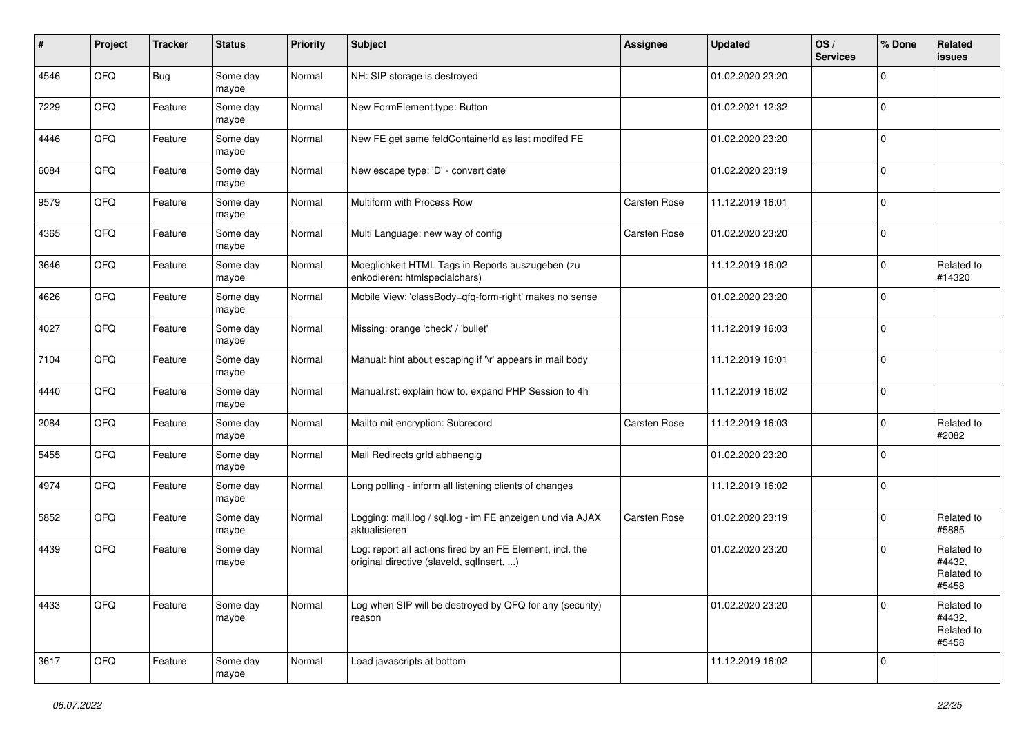| # | Project | Tracker | Status | Priority | Subject | Assignee | Updated | OS / Services | % Done | Related issues |
|---|---|---|---|---|---|---|---|---|---|---|
| 4546 | QFQ | Bug | Some day maybe | Normal | NH: SIP storage is destroyed | | 01.02.2020 23:20 | | 0 | |
| 7229 | QFQ | Feature | Some day maybe | Normal | New FormElement.type: Button | | 01.02.2021 12:32 | | 0 | |
| 4446 | QFQ | Feature | Some day maybe | Normal | New FE get same feldContainerId as last modifed FE | | 01.02.2020 23:20 | | 0 | |
| 6084 | QFQ | Feature | Some day maybe | Normal | New escape type: 'D' - convert date | | 01.02.2020 23:19 | | 0 | |
| 9579 | QFQ | Feature | Some day maybe | Normal | Multiform with Process Row | Carsten Rose | 11.12.2019 16:01 | | 0 | |
| 4365 | QFQ | Feature | Some day maybe | Normal | Multi Language: new way of config | Carsten Rose | 01.02.2020 23:20 | | 0 | |
| 3646 | QFQ | Feature | Some day maybe | Normal | Moeglichkeit HTML Tags in Reports auszugeben (zu enkodieren: htmlspecialchars) | | 11.12.2019 16:02 | | 0 | Related to #14320 |
| 4626 | QFQ | Feature | Some day maybe | Normal | Mobile View: 'classBody=qfq-form-right' makes no sense | | 01.02.2020 23:20 | | 0 | |
| 4027 | QFQ | Feature | Some day maybe | Normal | Missing: orange 'check' / 'bullet' | | 11.12.2019 16:03 | | 0 | |
| 7104 | QFQ | Feature | Some day maybe | Normal | Manual: hint about escaping if '\r' appears in mail body | | 11.12.2019 16:01 | | 0 | |
| 4440 | QFQ | Feature | Some day maybe | Normal | Manual.rst: explain how to. expand PHP Session to 4h | | 11.12.2019 16:02 | | 0 | |
| 2084 | QFQ | Feature | Some day maybe | Normal | Mailto mit encryption: Subrecord | Carsten Rose | 11.12.2019 16:03 | | 0 | Related to #2082 |
| 5455 | QFQ | Feature | Some day maybe | Normal | Mail Redirects grId abhaengig | | 01.02.2020 23:20 | | 0 | |
| 4974 | QFQ | Feature | Some day maybe | Normal | Long polling - inform all listening clients of changes | | 11.12.2019 16:02 | | 0 | |
| 5852 | QFQ | Feature | Some day maybe | Normal | Logging: mail.log / sql.log - im FE anzeigen und via AJAX aktualisieren | Carsten Rose | 01.02.2020 23:19 | | 0 | Related to #5885 |
| 4439 | QFQ | Feature | Some day maybe | Normal | Log: report all actions fired by an FE Element, incl. the original directive (slaveId, sqlInsert, ...) | | 01.02.2020 23:20 | | 0 | Related to #4432, Related to #5458 |
| 4433 | QFQ | Feature | Some day maybe | Normal | Log when SIP will be destroyed by QFQ for any (security) reason | | 01.02.2020 23:20 | | 0 | Related to #4432, Related to #5458 |
| 3617 | QFQ | Feature | Some day maybe | Normal | Load javascripts at bottom | | 11.12.2019 16:02 | | 0 | |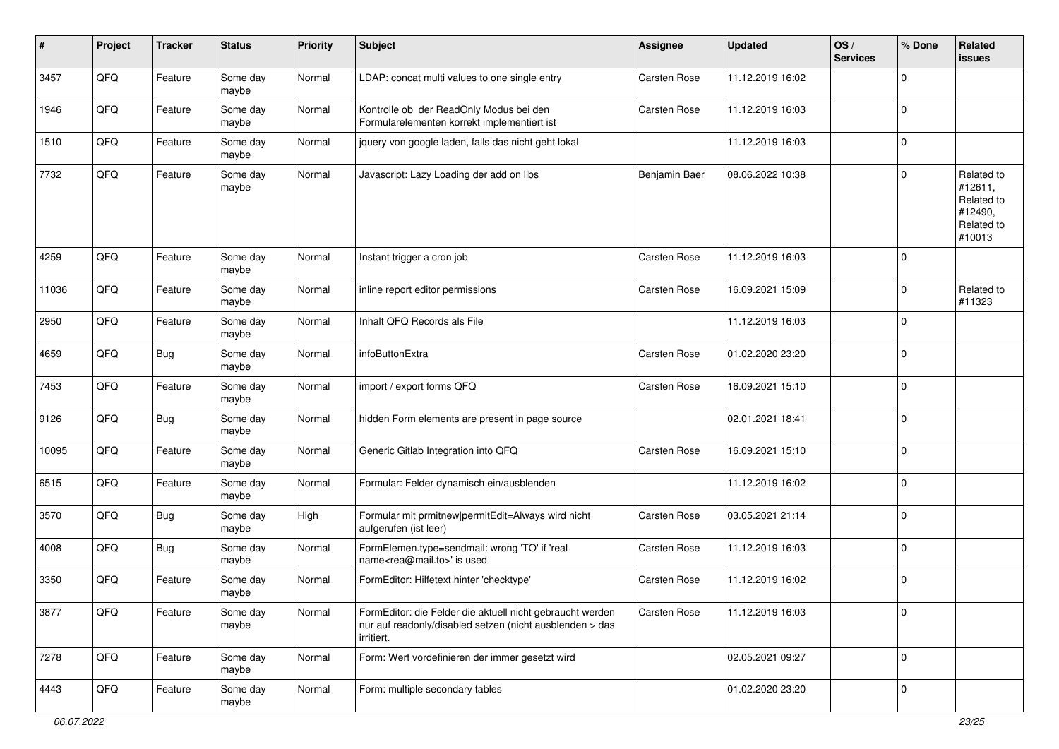| # | Project | Tracker | Status | Priority | Subject | Assignee | Updated | OS / Services | % Done | Related issues |
|---|---|---|---|---|---|---|---|---|---|---|
| 3457 | QFQ | Feature | Some day maybe | Normal | LDAP: concat multi values to one single entry | Carsten Rose | 11.12.2019 16:02 | | 0 | |
| 1946 | QFQ | Feature | Some day maybe | Normal | Kontrolle ob der ReadOnly Modus bei den Formularelementen korrekt implementiert ist | Carsten Rose | 11.12.2019 16:03 | | 0 | |
| 1510 | QFQ | Feature | Some day maybe | Normal | jquery von google laden, falls das nicht geht lokal | | 11.12.2019 16:03 | | 0 | |
| 7732 | QFQ | Feature | Some day maybe | Normal | Javascript: Lazy Loading der add on libs | Benjamin Baer | 08.06.2022 10:38 | | 0 | Related to #12611, Related to #12490, Related to #10013 |
| 4259 | QFQ | Feature | Some day maybe | Normal | Instant trigger a cron job | Carsten Rose | 11.12.2019 16:03 | | 0 | |
| 11036 | QFQ | Feature | Some day maybe | Normal | inline report editor permissions | Carsten Rose | 16.09.2021 15:09 | | 0 | Related to #11323 |
| 2950 | QFQ | Feature | Some day maybe | Normal | Inhalt QFQ Records als File | | 11.12.2019 16:03 | | 0 | |
| 4659 | QFQ | Bug | Some day maybe | Normal | infoButtonExtra | Carsten Rose | 01.02.2020 23:20 | | 0 | |
| 7453 | QFQ | Feature | Some day maybe | Normal | import / export forms QFQ | Carsten Rose | 16.09.2021 15:10 | | 0 | |
| 9126 | QFQ | Bug | Some day maybe | Normal | hidden Form elements are present in page source | | 02.01.2021 18:41 | | 0 | |
| 10095 | QFQ | Feature | Some day maybe | Normal | Generic Gitlab Integration into QFQ | Carsten Rose | 16.09.2021 15:10 | | 0 | |
| 6515 | QFQ | Feature | Some day maybe | Normal | Formular: Felder dynamisch ein/ausblenden | | 11.12.2019 16:02 | | 0 | |
| 3570 | QFQ | Bug | Some day maybe | High | Formular mit prmitnew\|permitEdit=Always wird nicht aufgerufen (ist leer) | Carsten Rose | 03.05.2021 21:14 | | 0 | |
| 4008 | QFQ | Bug | Some day maybe | Normal | FormElemen.type=sendmail: wrong 'TO' if 'real name<rea@mail.to>' is used | Carsten Rose | 11.12.2019 16:03 | | 0 | |
| 3350 | QFQ | Feature | Some day maybe | Normal | FormEditor: Hilfetext hinter 'checktype' | Carsten Rose | 11.12.2019 16:02 | | 0 | |
| 3877 | QFQ | Feature | Some day maybe | Normal | FormEditor: die Felder die aktuell nicht gebraucht werden nur auf readonly/disabled setzen (nicht ausblenden > das irritiert. | Carsten Rose | 11.12.2019 16:03 | | 0 | |
| 7278 | QFQ | Feature | Some day maybe | Normal | Form: Wert vordefinieren der immer gesetzt wird | | 02.05.2021 09:27 | | 0 | |
| 4443 | QFQ | Feature | Some day maybe | Normal | Form: multiple secondary tables | | 01.02.2020 23:20 | | 0 | |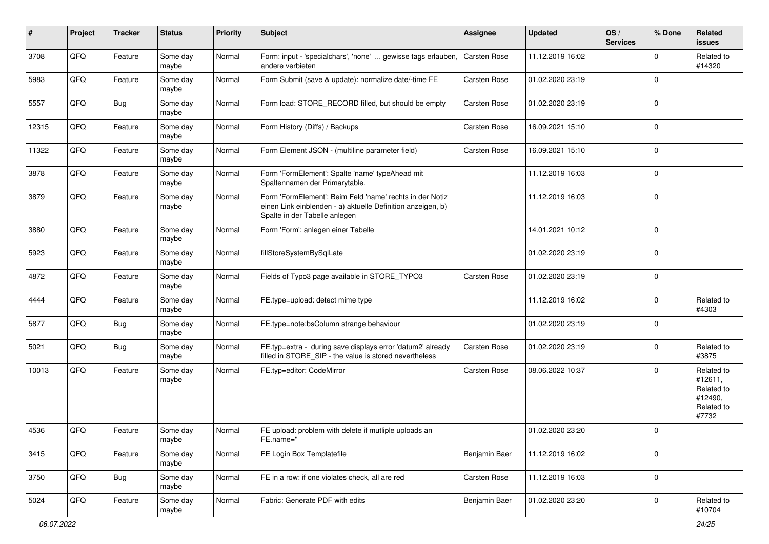| # | Project | Tracker | Status | Priority | Subject | Assignee | Updated | OS / Services | % Done | Related issues |
|---|---|---|---|---|---|---|---|---|---|---|
| 3708 | QFQ | Feature | Some day maybe | Normal | Form: input - 'specialchars', 'none' ... gewisse tags erlauben, andere verbieten | Carsten Rose | 11.12.2019 16:02 | | 0 | Related to #14320 |
| 5983 | QFQ | Feature | Some day maybe | Normal | Form Submit (save & update): normalize date/-time FE | Carsten Rose | 01.02.2020 23:19 | | 0 | |
| 5557 | QFQ | Bug | Some day maybe | Normal | Form load: STORE_RECORD filled, but should be empty | Carsten Rose | 01.02.2020 23:19 | | 0 | |
| 12315 | QFQ | Feature | Some day maybe | Normal | Form History (Diffs) / Backups | Carsten Rose | 16.09.2021 15:10 | | 0 | |
| 11322 | QFQ | Feature | Some day maybe | Normal | Form Element JSON - (multiline parameter field) | Carsten Rose | 16.09.2021 15:10 | | 0 | |
| 3878 | QFQ | Feature | Some day maybe | Normal | Form 'FormElement': Spalte 'name' typeAhead mit Spaltennamen der Primarytable. | | 11.12.2019 16:03 | | 0 | |
| 3879 | QFQ | Feature | Some day maybe | Normal | Form 'FormElement': Beim Feld 'name' rechts in der Notiz einen Link einblenden - a) aktuelle Definition anzeigen, b) Spalte in der Tabelle anlegen | | 11.12.2019 16:03 | | 0 | |
| 3880 | QFQ | Feature | Some day maybe | Normal | Form 'Form': anlegen einer Tabelle | | 14.01.2021 10:12 | | 0 | |
| 5923 | QFQ | Feature | Some day maybe | Normal | fillStoreSystemBySqlLate | | 01.02.2020 23:19 | | 0 | |
| 4872 | QFQ | Feature | Some day maybe | Normal | Fields of Typo3 page available in STORE_TYPO3 | Carsten Rose | 01.02.2020 23:19 | | 0 | |
| 4444 | QFQ | Feature | Some day maybe | Normal | FE.type=upload: detect mime type | | 11.12.2019 16:02 | | 0 | Related to #4303 |
| 5877 | QFQ | Bug | Some day maybe | Normal | FE.type=note:bsColumn strange behaviour | | 01.02.2020 23:19 | | 0 | |
| 5021 | QFQ | Bug | Some day maybe | Normal | FE.typ=extra - during save displays error 'datum2' already filled in STORE_SIP - the value is stored nevertheless | Carsten Rose | 01.02.2020 23:19 | | 0 | Related to #3875 |
| 10013 | QFQ | Feature | Some day maybe | Normal | FE.typ=editor: CodeMirror | Carsten Rose | 08.06.2022 10:37 | | 0 | Related to #12611, Related to #12490, Related to #7732 |
| 4536 | QFQ | Feature | Some day maybe | Normal | FE upload: problem with delete if mutliple uploads an FE.name=" | | 01.02.2020 23:20 | | 0 | |
| 3415 | QFQ | Feature | Some day maybe | Normal | FE Login Box Templatefile | Benjamin Baer | 11.12.2019 16:02 | | 0 | |
| 3750 | QFQ | Bug | Some day maybe | Normal | FE in a row: if one violates check, all are red | Carsten Rose | 11.12.2019 16:03 | | 0 | |
| 5024 | QFQ | Feature | Some day maybe | Normal | Fabric: Generate PDF with edits | Benjamin Baer | 01.02.2020 23:20 | | 0 | Related to #10704 |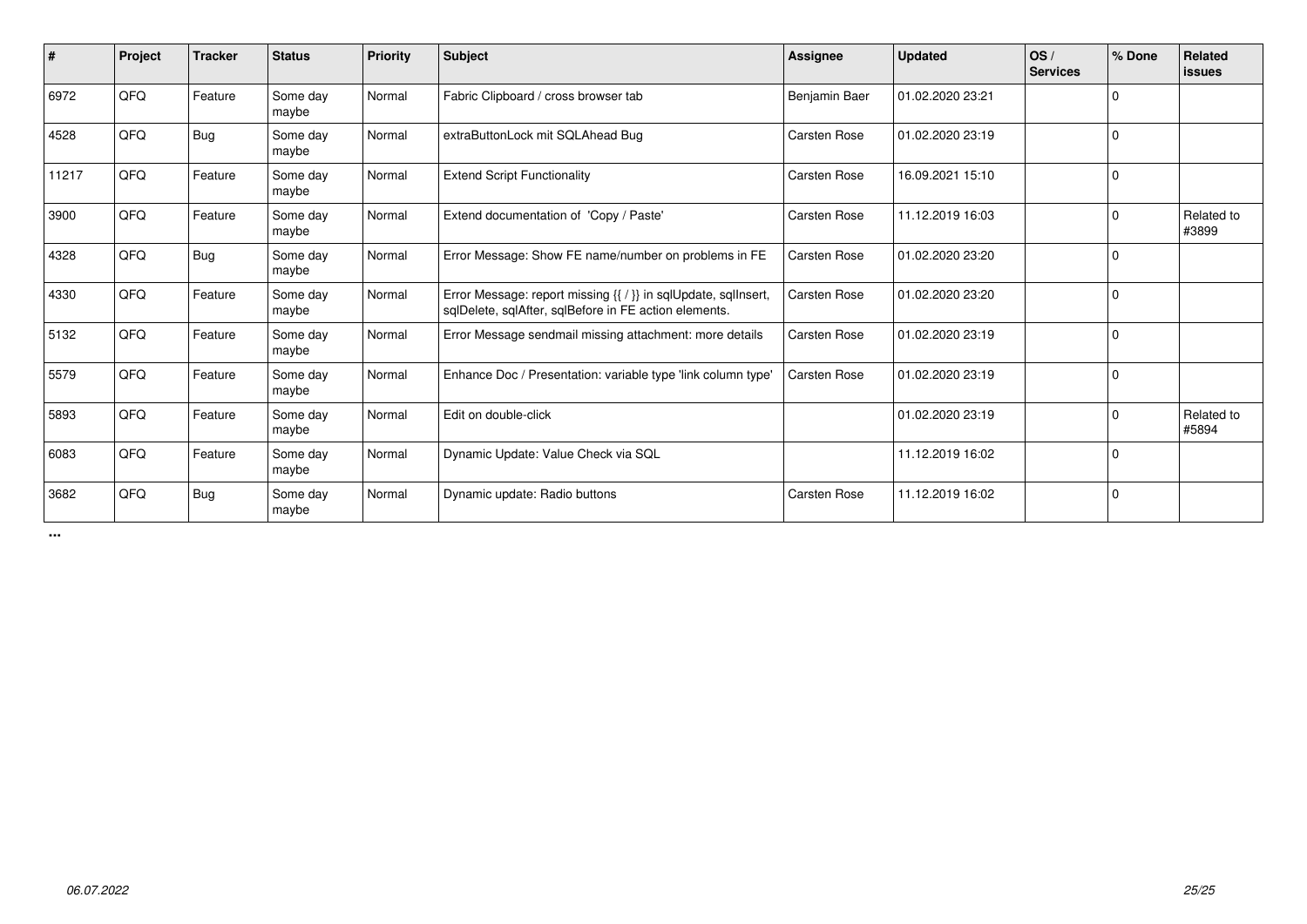| # | Project | Tracker | Status | Priority | Subject | Assignee | Updated | OS / Services | % Done | Related issues |
|---|---|---|---|---|---|---|---|---|---|---|
| 6972 | QFQ | Feature | Some day maybe | Normal | Fabric Clipboard / cross browser tab | Benjamin Baer | 01.02.2020 23:21 | | 0 | |
| 4528 | QFQ | Bug | Some day maybe | Normal | extraButtonLock mit SQLAhead Bug | Carsten Rose | 01.02.2020 23:19 | | 0 | |
| 11217 | QFQ | Feature | Some day maybe | Normal | Extend Script Functionality | Carsten Rose | 16.09.2021 15:10 | | 0 | |
| 3900 | QFQ | Feature | Some day maybe | Normal | Extend documentation of 'Copy / Paste' | Carsten Rose | 11.12.2019 16:03 | | 0 | Related to #3899 |
| 4328 | QFQ | Bug | Some day maybe | Normal | Error Message: Show FE name/number on problems in FE | Carsten Rose | 01.02.2020 23:20 | | 0 | |
| 4330 | QFQ | Feature | Some day maybe | Normal | Error Message: report missing {{ / }} in sqlUpdate, sqlInsert, sqlDelete, sqlAfter, sqlBefore in FE action elements. | Carsten Rose | 01.02.2020 23:20 | | 0 | |
| 5132 | QFQ | Feature | Some day maybe | Normal | Error Message sendmail missing attachment: more details | Carsten Rose | 01.02.2020 23:19 | | 0 | |
| 5579 | QFQ | Feature | Some day maybe | Normal | Enhance Doc / Presentation: variable type 'link column type' | Carsten Rose | 01.02.2020 23:19 | | 0 | |
| 5893 | QFQ | Feature | Some day maybe | Normal | Edit on double-click | | 01.02.2020 23:19 | | 0 | Related to #5894 |
| 6083 | QFQ | Feature | Some day maybe | Normal | Dynamic Update: Value Check via SQL | | 11.12.2019 16:02 | | 0 | |
| 3682 | QFQ | Bug | Some day maybe | Normal | Dynamic update: Radio buttons | Carsten Rose | 11.12.2019 16:02 | | 0 | |

...